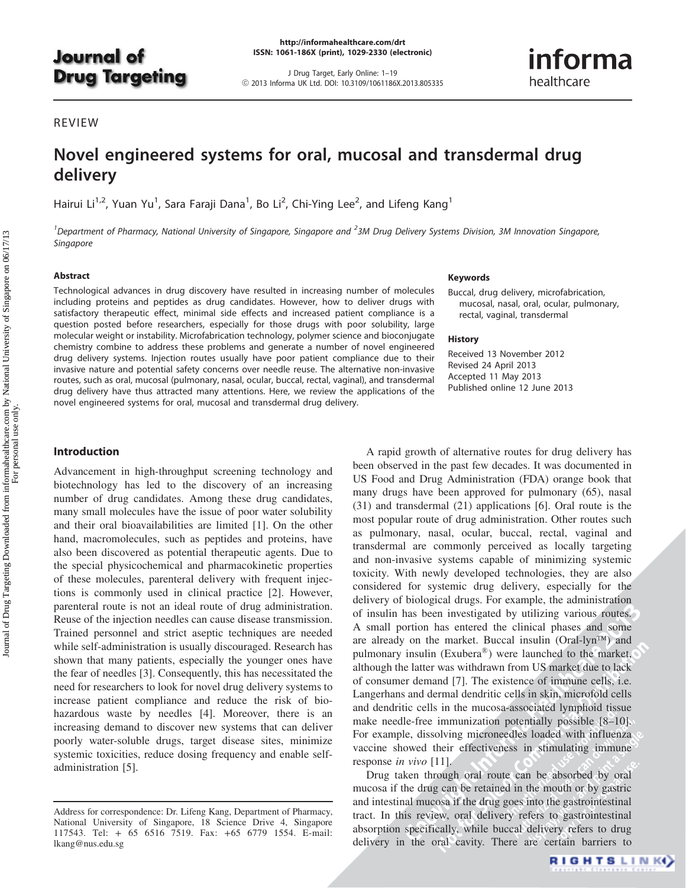REVIEW

# Novel engineered systems for oral, mucosal and transdermal drug delivery

Hairui Li[1,2], Yuan Yu[1], Sara Faraji Dana[1], Bo Li[2], Chi-Ying Lee[2], and Lifeng Kang[1]

[1]Department of Pharmacy, National University of Singapore, Singapore and [2]3M Drug Delivery Systems Division, 3M Innovation Singapore, Singapore

### Abstract

Technological advances in drug discovery have resulted in increasing number of molecules including proteins and peptides as drug candidates. However, how to deliver drugs with satisfactory therapeutic effect, minimal side effects and increased patient compliance is a question posted before researchers, especially for those drugs with poor solubility, large molecular weight or instability. Microfabrication technology, polymer science and bioconjugate chemistry combine to address these problems and generate a number of novel engineered drug delivery systems. Injection routes usually have poor patient compliance due to their invasive nature and potential safety concerns over needle reuse. The alternative non-invasive routes, such as oral, mucosal (pulmonary, nasal, ocular, buccal, rectal, vaginal), and transdermal drug delivery have thus attracted many attentions. Here, we review the applications of the novel engineered systems for oral, mucosal and transdermal drug delivery.

### Keywords

Buccal, drug delivery, microfabrication, mucosal, nasal, oral, ocular, pulmonary, rectal, vaginal, transdermal

### History

Received 13 November 2012
Revised 24 April 2013
Accepted 11 May 2013
Published online 12 June 2013

## Introduction

Advancement in high-throughput screening technology and biotechnology has led to the discovery of an increasing number of drug candidates. Among these drug candidates, many small molecules have the issue of poor water solubility and their oral bioavailabilities are limited [1]. On the other hand, macromolecules, such as peptides and proteins, have also been discovered as potential therapeutic agents. Due to the special physicochemical and pharmacokinetic properties of these molecules, parenteral delivery with frequent injections is commonly used in clinical practice [2]. However, parenteral route is not an ideal route of drug administration. Reuse of the injection needles can cause disease transmission. Trained personnel and strict aseptic techniques are needed while self-administration is usually discouraged. Research has shown that many patients, especially the younger ones have the fear of needles [3]. Consequently, this has necessitated the need for researchers to look for novel drug delivery systems to increase patient compliance and reduce the risk of bio-hazardous waste by needles [4]. Moreover, there is an increasing demand to discover new systems that can deliver poorly water-soluble drugs, target disease sites, minimize systemic toxicities, reduce dosing frequency and enable self-administration [5].

A rapid growth of alternative routes for drug delivery has been observed in the past few decades. It was documented in US Food and Drug Administration (FDA) orange book that many drugs have been approved for pulmonary (65), nasal (31) and transdermal (21) applications [6]. Oral route is the most popular route of drug administration. Other routes such as pulmonary, nasal, ocular, buccal, rectal, vaginal and transdermal are commonly perceived as locally targeting and non-invasive systems capable of minimizing systemic toxicity. With newly developed technologies, they are also considered for systemic drug delivery, especially for the delivery of biological drugs. For example, the administration of insulin has been investigated by utilizing various routes. A small portion has entered the clinical phases and some are already on the market. Buccal insulin (Oral-lyn™) and pulmonary insulin (Exubera®) were launched to the market, although the latter was withdrawn from US market due to lack of consumer demand [7]. The existence of immune cells, i.e. Langerhans and dermal dendritic cells in skin, microfold cells and dendritic cells in the mucosa-associated lymphoid tissue make needle-free immunization potentially possible [8–10]. For example, dissolving microneedles loaded with influenza vaccine showed their effectiveness in stimulating immune response *in vivo* [11].

Drug taken through oral route can be absorbed by oral mucosa if the drug can be retained in the mouth or by gastric and intestinal mucosa if the drug goes into the gastrointestinal tract. In this review, oral delivery refers to gastrointestinal absorption specifically, while buccal delivery refers to drug delivery in the oral cavity. There are certain barriers to

Address for correspondence: Dr. Lifeng Kang, Department of Pharmacy, National University of Singapore, 18 Science Drive 4, Singapore 117543. Tel: + 65 6516 7519. Fax: +65 6779 1554. E-mail: lkang@nus.edu.sg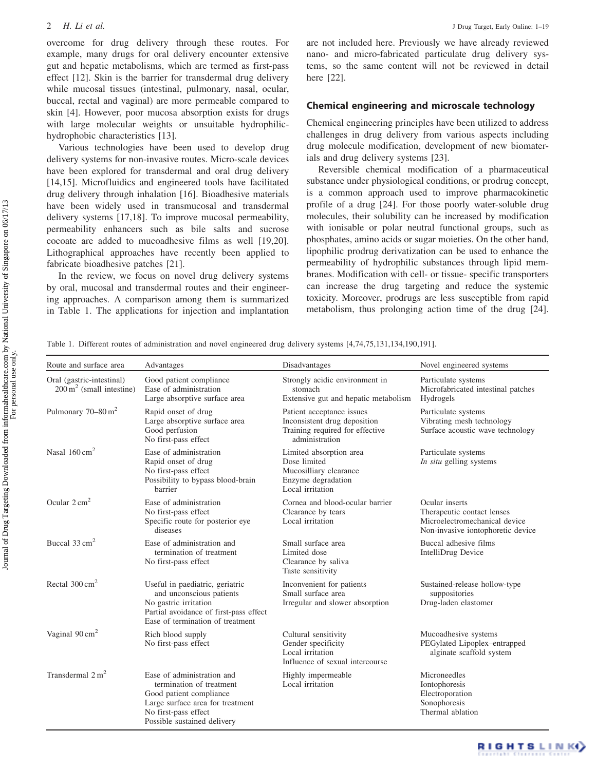overcome for drug delivery through these routes. For example, many drugs for oral delivery encounter extensive gut and hepatic metabolisms, which are termed as first-pass effect [12]. Skin is the barrier for transdermal drug delivery while mucosal tissues (intestinal, pulmonary, nasal, ocular, buccal, rectal and vaginal) are more permeable compared to skin [4]. However, poor mucosa absorption exists for drugs with large molecular weights or unsuitable hydrophilic-hydrophobic characteristics [13].

Various technologies have been used to develop drug delivery systems for non-invasive routes. Micro-scale devices have been explored for transdermal and oral drug delivery [14,15]. Microfluidics and engineered tools have facilitated drug delivery through inhalation [16]. Bioadhesive materials have been widely used in transmucosal and transdermal delivery systems [17,18]. To improve mucosal permeability, permeability enhancers such as bile salts and sucrose cocoate are added to mucoadhesive films as well [19,20]. Lithographical approaches have recently been applied to fabricate bioadhesive patches [21].

In the review, we focus on novel drug delivery systems by oral, mucosal and transdermal routes and their engineering approaches. A comparison among them is summarized in Table 1. The applications for injection and implantation are not included here. Previously we have already reviewed nano- and micro-fabricated particulate drug delivery systems, so the same content will not be reviewed in detail here [22].

## Chemical engineering and microscale technology

Chemical engineering principles have been utilized to address challenges in drug delivery from various aspects including drug molecule modification, development of new biomaterials and drug delivery systems [23].

Reversible chemical modification of a pharmaceutical substance under physiological conditions, or prodrug concept, is a common approach used to improve pharmacokinetic profile of a drug [24]. For those poorly water-soluble drug molecules, their solubility can be increased by modification with ionisable or polar neutral functional groups, such as phosphates, amino acids or sugar moieties. On the other hand, lipophilic prodrug derivatization can be used to enhance the permeability of hydrophilic substances through lipid membranes. Modification with cell- or tissue- specific transporters can increase the drug targeting and reduce the systemic toxicity. Moreover, prodrugs are less susceptible from rapid metabolism, thus prolonging action time of the drug [24].

Table 1. Different routes of administration and novel engineered drug delivery systems [4,74,75,131,134,190,191].

| Route and surface area | Advantages | Disadvantages | Novel engineered systems |
|---|---|---|---|
| Oral (gastric-intestinal) 200 m$^2$ (small intestine) | Good patient compliance<br>Ease of administration<br>Large absorptive surface area | Strongly acidic environment in stomach<br>Extensive gut and hepatic metabolism | Particulate systems<br>Microfabricated intestinal patches<br>Hydrogels |
| Pulmonary 70–80 m$^2$ | Rapid onset of drug<br>Large absorptive surface area<br>Good perfusion<br>No first-pass effect | Patient acceptance issues<br>Inconsistent drug deposition<br>Training required for effective administration | Particulate systems<br>Vibrating mesh technology<br>Surface acoustic wave technology |
| Nasal 160 cm$^2$ | Ease of administration<br>Rapid onset of drug<br>No first-pass effect<br>Possibility to bypass blood-brain barrier | Limited absorption area<br>Dose limited<br>Mucosilliary clearance<br>Enzyme degradation<br>Local irritation | Particulate systems<br>*In situ* gelling systems |
| Ocular 2 cm$^2$ | Ease of administration<br>No first-pass effect<br>Specific route for posterior eye diseases | Cornea and blood-ocular barrier<br>Clearance by tears<br>Local irritation | Ocular inserts<br>Therapeutic contact lenses<br>Microelectromechanical device<br>Non-invasive iontophoretic device |
| Buccal 33 cm$^2$ | Ease of administration and termination of treatment<br>No first-pass effect | Small surface area<br>Limited dose<br>Clearance by saliva<br>Taste sensitivity | Buccal adhesive films<br>IntelliDrug Device |
| Rectal 300 cm$^2$ | Useful in paediatric, geriatric and unconscious patients<br>No gastric irritation<br>Partial avoidance of first-pass effect<br>Ease of termination of treatment | Inconvenient for patients<br>Small surface area<br>Irregular and slower absorption | Sustained-release hollow-type suppositories<br>Drug-laden elastomer |
| Vaginal 90 cm$^2$ | Rich blood supply<br>No first-pass effect | Cultural sensitivity<br>Gender specificity<br>Local irritation<br>Influence of sexual intercourse | Mucoadhesive systems<br>PEGylated Lipoplex–entrapped alginate scaffold system |
| Transdermal 2 m$^2$ | Ease of administration and termination of treatment<br>Good patient compliance<br>Large surface area for treatment<br>No first-pass effect<br>Possible sustained delivery | Highly impermeable<br>Local irritation | Microneedles<br>Iontophoresis<br>Electroporation<br>Sonophoresis<br>Thermal ablation |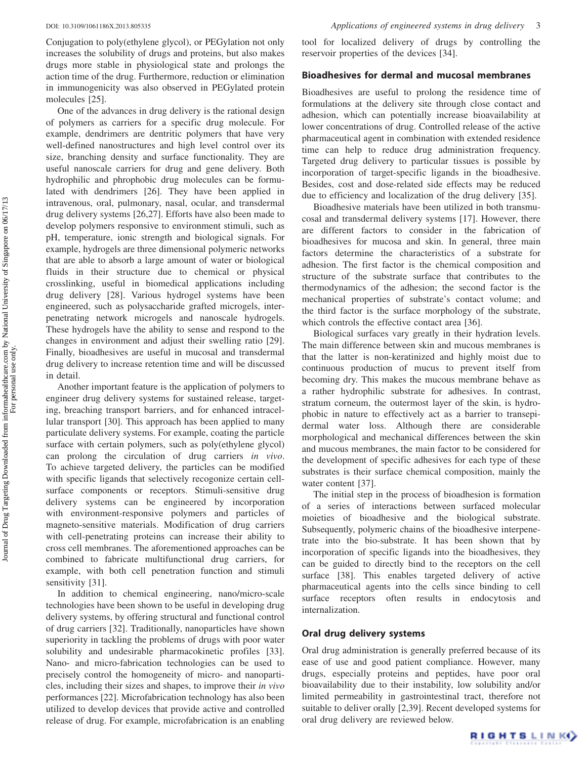Conjugation to poly(ethylene glycol), or PEGylation not only increases the solubility of drugs and proteins, but also makes drugs more stable in physiological state and prolongs the action time of the drug. Furthermore, reduction or elimination in immunogenicity was also observed in PEGylated protein molecules [25].

One of the advances in drug delivery is the rational design of polymers as carriers for a specific drug molecule. For example, dendrimers are dentritic polymers that have very well-defined nanostructures and high level control over its size, branching density and surface functionality. They are useful nanoscale carriers for drug and gene delivery. Both hydrophilic and phrophobic drug molecules can be formulated with dendrimers [26]. They have been applied in intravenous, oral, pulmonary, nasal, ocular, and transdermal drug delivery systems [26,27]. Efforts have also been made to develop polymers responsive to environment stimuli, such as pH, temperature, ionic strength and biological signals. For example, hydrogels are three dimensional polymeric networks that are able to absorb a large amount of water or biological fluids in their structure due to chemical or physical crosslinking, useful in biomedical applications including drug delivery [28]. Various hydrogel systems have been engineered, such as polysaccharide grafted microgels, interpenetrating network microgels and nanoscale hydrogels. These hydrogels have the ability to sense and respond to the changes in environment and adjust their swelling ratio [29]. Finally, bioadhesives are useful in mucosal and transdermal drug delivery to increase retention time and will be discussed in detail.

Another important feature is the application of polymers to engineer drug delivery systems for sustained release, targeting, breaching transport barriers, and for enhanced intracellular transport [30]. This approach has been applied to many particulate delivery systems. For example, coating the particle surface with certain polymers, such as poly(ethylene glycol) can prolong the circulation of drug carriers *in vivo*. To achieve targeted delivery, the particles can be modified with specific ligands that selectively recogonize certain cell-surface components or receptors. Stimuli-sensitive drug delivery systems can be engineered by incorporation with environment-responsive polymers and particles of magneto-sensitive materials. Modification of drug carriers with cell-penetrating proteins can increase their ability to cross cell membranes. The aforementioned approaches can be combined to fabricate multifunctional drug carriers, for example, with both cell penetration function and stimuli sensitivity [31].

In addition to chemical engineering, nano/micro-scale technologies have been shown to be useful in developing drug delivery systems, by offering structural and functional control of drug carriers [32]. Traditionally, nanoparticles have shown superiority in tackling the problems of drugs with poor water solubility and undesirable pharmacokinetic profiles [33]. Nano- and micro-fabrication technologies can be used to precisely control the homogeneity of micro- and nanoparticles, including their sizes and shapes, to improve their *in vivo* performances [22]. Microfabrication technology has also been utilized to develop devices that provide active and controlled release of drug. For example, microfabrication is an enabling tool for localized delivery of drugs by controlling the reservoir properties of the devices [34].

## Bioadhesives for dermal and mucosal membranes

Bioadhesives are useful to prolong the residence time of formulations at the delivery site through close contact and adhesion, which can potentially increase bioavailability at lower concentrations of drug. Controlled release of the active pharmaceutical agent in combination with extended residence time can help to reduce drug administration frequency. Targeted drug delivery to particular tissues is possible by incorporation of target-specific ligands in the bioadhesive. Besides, cost and dose-related side effects may be reduced due to efficiency and localization of the drug delivery [35].

Bioadhesive materials have been utilized in both transmucosal and transdermal delivery systems [17]. However, there are different factors to consider in the fabrication of bioadhesives for mucosa and skin. In general, three main factors determine the characteristics of a substrate for adhesion. The first factor is the chemical composition and structure of the substrate surface that contributes to the thermodynamics of the adhesion; the second factor is the mechanical properties of substrate's contact volume; and the third factor is the surface morphology of the substrate, which controls the effective contact area [36].

Biological surfaces vary greatly in their hydration levels. The main difference between skin and mucous membranes is that the latter is non-keratinized and highly moist due to continuous production of mucus to prevent itself from becoming dry. This makes the mucous membrane behave as a rather hydrophilic substrate for adhesives. In contrast, stratum corneum, the outermost layer of the skin, is hydrophobic in nature to effectively act as a barrier to transepidermal water loss. Although there are considerable morphological and mechanical differences between the skin and mucous membranes, the main factor to be considered for the development of specific adhesives for each type of these substrates is their surface chemical composition, mainly the water content [37].

The initial step in the process of bioadhesion is formation of a series of interactions between surfaced molecular moieties of bioadhesive and the biological substrate. Subsequently, polymeric chains of the bioadhesive interpenetrate into the bio-substrate. It has been shown that by incorporation of specific ligands into the bioadhesives, they can be guided to directly bind to the receptors on the cell surface [38]. This enables targeted delivery of active pharmaceutical agents into the cells since binding to cell surface receptors often results in endocytosis and internalization.

## Oral drug delivery systems

Oral drug administration is generally preferred because of its ease of use and good patient compliance. However, many drugs, especially proteins and peptides, have poor oral bioavailability due to their instability, low solubility and/or limited permeability in gastrointestinal tract, therefore not suitable to deliver orally [2,39]. Recent developed systems for oral drug delivery are reviewed below.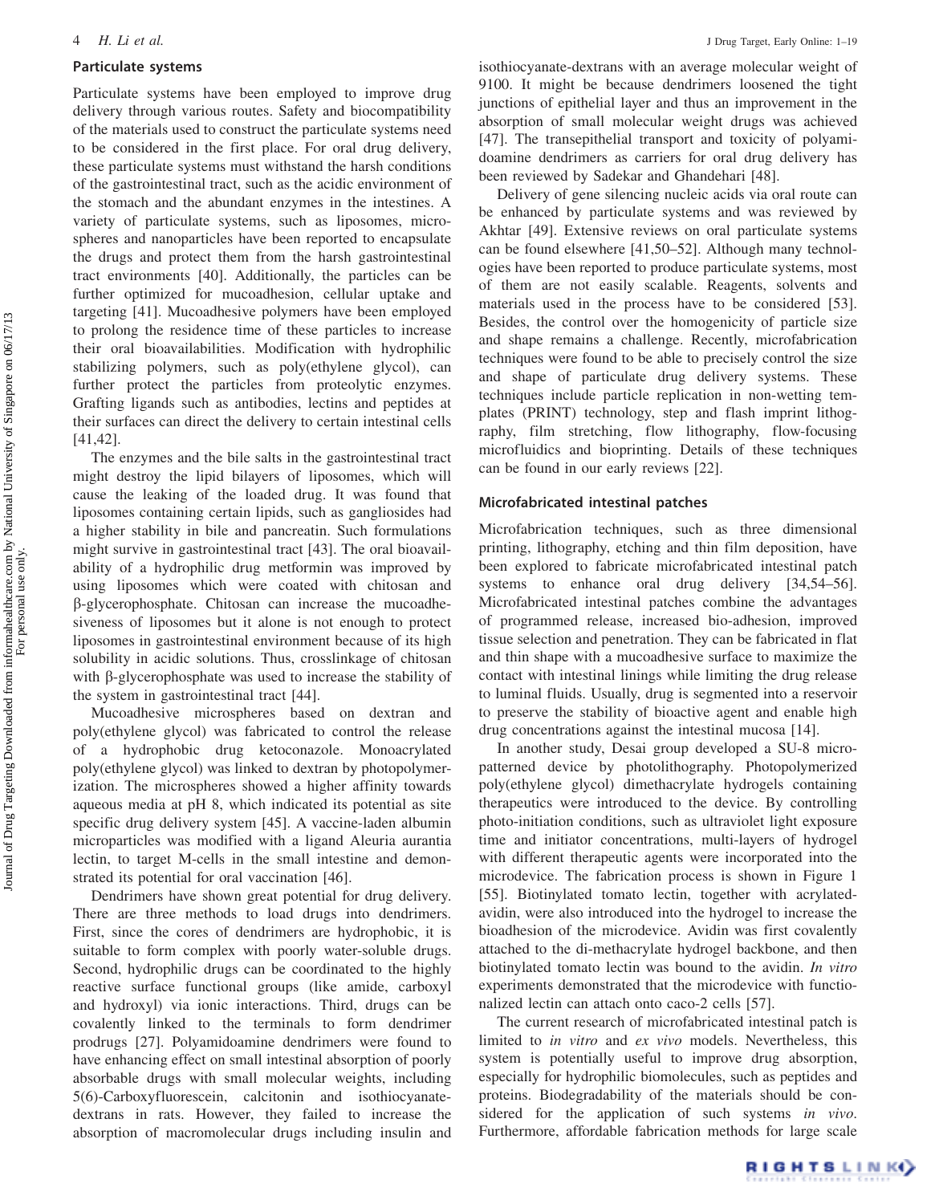## Particulate systems

Particulate systems have been employed to improve drug delivery through various routes. Safety and biocompatibility of the materials used to construct the particulate systems need to be considered in the first place. For oral drug delivery, these particulate systems must withstand the harsh conditions of the gastrointestinal tract, such as the acidic environment of the stomach and the abundant enzymes in the intestines. A variety of particulate systems, such as liposomes, microspheres and nanoparticles have been reported to encapsulate the drugs and protect them from the harsh gastrointestinal tract environments [40]. Additionally, the particles can be further optimized for mucoadhesion, cellular uptake and targeting [41]. Mucoadhesive polymers have been employed to prolong the residence time of these particles to increase their oral bioavailabilities. Modification with hydrophilic stabilizing polymers, such as poly(ethylene glycol), can further protect the particles from proteolytic enzymes. Grafting ligands such as antibodies, lectins and peptides at their surfaces can direct the delivery to certain intestinal cells [41,42].

The enzymes and the bile salts in the gastrointestinal tract might destroy the lipid bilayers of liposomes, which will cause the leaking of the loaded drug. It was found that liposomes containing certain lipids, such as gangliosides had a higher stability in bile and pancreatin. Such formulations might survive in gastrointestinal tract [43]. The oral bioavailability of a hydrophilic drug metformin was improved by using liposomes which were coated with chitosan and β-glycerophosphate. Chitosan can increase the mucoadhesiveness of liposomes but it alone is not enough to protect liposomes in gastrointestinal environment because of its high solubility in acidic solutions. Thus, crosslinkage of chitosan with β-glycerophosphate was used to increase the stability of the system in gastrointestinal tract [44].

Mucoadhesive microspheres based on dextran and poly(ethylene glycol) was fabricated to control the release of a hydrophobic drug ketoconazole. Monoacrylated poly(ethylene glycol) was linked to dextran by photopolymerization. The microspheres showed a higher affinity towards aqueous media at pH 8, which indicated its potential as site specific drug delivery system [45]. A vaccine-laden albumin microparticles was modified with a ligand Aleuria aurantia lectin, to target M-cells in the small intestine and demonstrated its potential for oral vaccination [46].

Dendrimers have shown great potential for drug delivery. There are three methods to load drugs into dendrimers. First, since the cores of dendrimers are hydrophobic, it is suitable to form complex with poorly water-soluble drugs. Second, hydrophilic drugs can be coordinated to the highly reactive surface functional groups (like amide, carboxyl and hydroxyl) via ionic interactions. Third, drugs can be covalently linked to the terminals to form dendrimer prodrugs [27]. Polyamidoamine dendrimers were found to have enhancing effect on small intestinal absorption of poorly absorbable drugs with small molecular weights, including 5(6)-Carboxyfluorescein, calcitonin and isothiocyanate-dextrans in rats. However, they failed to increase the absorption of macromolecular drugs including insulin and isothiocyanate-dextrans with an average molecular weight of 9100. It might be because dendrimers loosened the tight junctions of epithelial layer and thus an improvement in the absorption of small molecular weight drugs was achieved [47]. The transepithelial transport and toxicity of polyamidoamine dendrimers as carriers for oral drug delivery has been reviewed by Sadekar and Ghandehari [48].

Delivery of gene silencing nucleic acids via oral route can be enhanced by particulate systems and was reviewed by Akhtar [49]. Extensive reviews on oral particulate systems can be found elsewhere [41,50–52]. Although many technologies have been reported to produce particulate systems, most of them are not easily scalable. Reagents, solvents and materials used in the process have to be considered [53]. Besides, the control over the homogenicity of particle size and shape remains a challenge. Recently, microfabrication techniques were found to be able to precisely control the size and shape of particulate drug delivery systems. These techniques include particle replication in non-wetting templates (PRINT) technology, step and flash imprint lithography, film stretching, flow lithography, flow-focusing microfluidics and bioprinting. Details of these techniques can be found in our early reviews [22].

## Microfabricated intestinal patches

Microfabrication techniques, such as three dimensional printing, lithography, etching and thin film deposition, have been explored to fabricate microfabricated intestinal patch systems to enhance oral drug delivery [34,54–56]. Microfabricated intestinal patches combine the advantages of programmed release, increased bio-adhesion, improved tissue selection and penetration. They can be fabricated in flat and thin shape with a mucoadhesive surface to maximize the contact with intestinal linings while limiting the drug release to luminal fluids. Usually, drug is segmented into a reservoir to preserve the stability of bioactive agent and enable high drug concentrations against the intestinal mucosa [14].

In another study, Desai group developed a SU-8 micropatterned device by photolithography. Photopolymerized poly(ethylene glycol) dimethacrylate hydrogels containing therapeutics were introduced to the device. By controlling photo-initiation conditions, such as ultraviolet light exposure time and initiator concentrations, multi-layers of hydrogel with different therapeutic agents were incorporated into the microdevice. The fabrication process is shown in Figure 1 [55]. Biotinylated tomato lectin, together with acrylated-avidin, were also introduced into the hydrogel to increase the bioadhesion of the microdevice. Avidin was first covalently attached to the di-methacrylate hydrogel backbone, and then biotinylated tomato lectin was bound to the avidin. *In vitro* experiments demonstrated that the microdevice with functionalized lectin can attach onto caco-2 cells [57].

The current research of microfabricated intestinal patch is limited to *in vitro* and *ex vivo* models. Nevertheless, this system is potentially useful to improve drug absorption, especially for hydrophilic biomolecules, such as peptides and proteins. Biodegradability of the materials should be considered for the application of such systems *in vivo*. Furthermore, affordable fabrication methods for large scale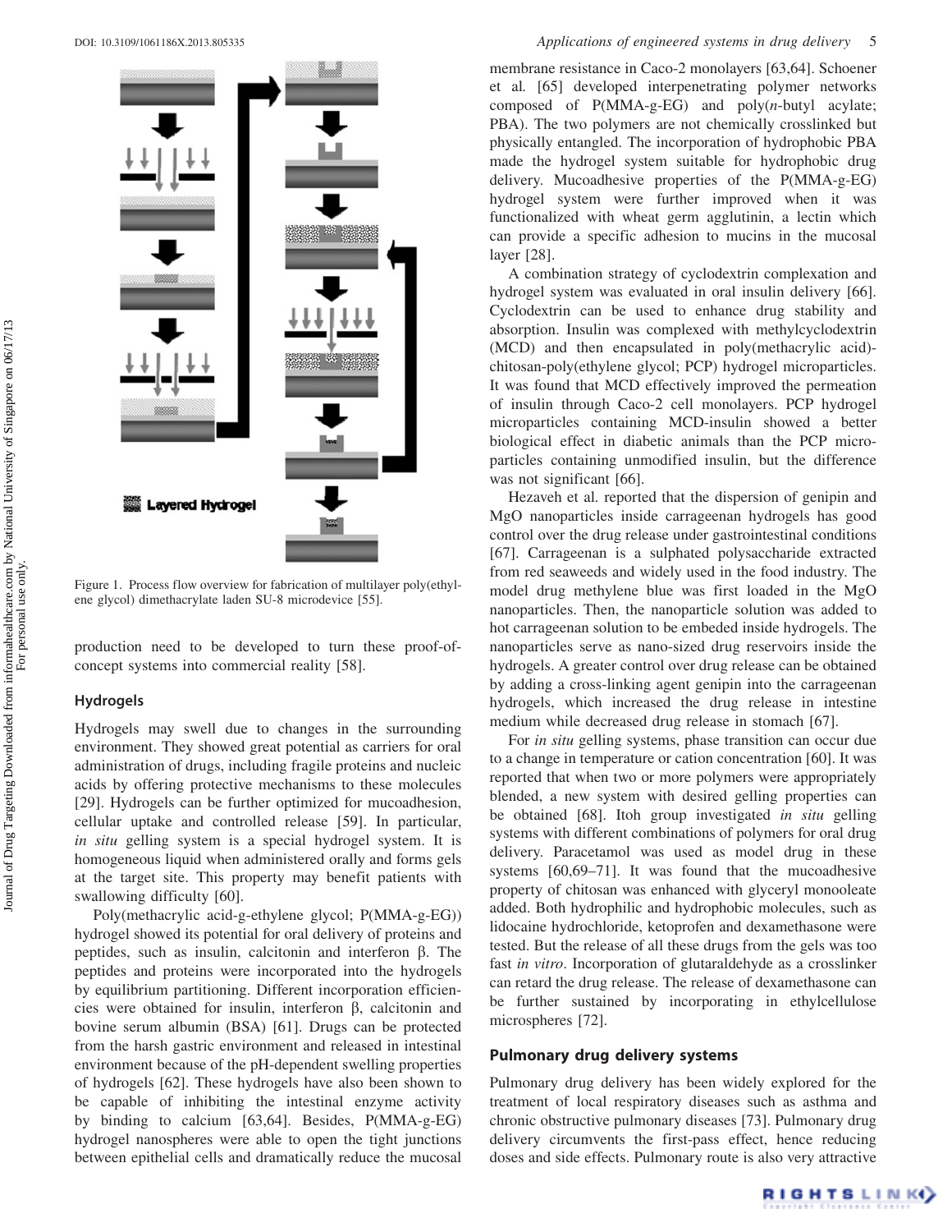Figure 1. Process flow overview for fabrication of multilayer poly(ethylene glycol) dimethacrylate laden SU-8 microdevice [55].

production need to be developed to turn these proof-of-concept systems into commercial reality [58].

## Hydrogels

Hydrogels may swell due to changes in the surrounding environment. They showed great potential as carriers for oral administration of drugs, including fragile proteins and nucleic acids by offering protective mechanisms to these molecules [29]. Hydrogels can be further optimized for mucoadhesion, cellular uptake and controlled release [59]. In particular, *in situ* gelling system is a special hydrogel system. It is homogeneous liquid when administered orally and forms gels at the target site. This property may benefit patients with swallowing difficulty [60].

Poly(methacrylic acid-g-ethylene glycol; P(MMA-g-EG)) hydrogel showed its potential for oral delivery of proteins and peptides, such as insulin, calcitonin and interferon β. The peptides and proteins were incorporated into the hydrogels by equilibrium partitioning. Different incorporation efficiencies were obtained for insulin, interferon β, calcitonin and bovine serum albumin (BSA) [61]. Drugs can be protected from the harsh gastric environment and released in intestinal environment because of the pH-dependent swelling properties of hydrogels [62]. These hydrogels have also been shown to be capable of inhibiting the intestinal enzyme activity by binding to calcium [63,64]. Besides, P(MMA-g-EG) hydrogel nanospheres were able to open the tight junctions between epithelial cells and dramatically reduce the mucosal membrane resistance in Caco-2 monolayers [63,64]. Schoener et al. [65] developed interpenetrating polymer networks composed of P(MMA-g-EG) and poly(*n*-butyl acylate; PBA). The two polymers are not chemically crosslinked but physically entangled. The incorporation of hydrophobic PBA made the hydrogel system suitable for hydrophobic drug delivery. Mucoadhesive properties of the P(MMA-g-EG) hydrogel system were further improved when it was functionalized with wheat germ agglutinin, a lectin which can provide a specific adhesion to mucins in the mucosal layer [28].

A combination strategy of cyclodextrin complexation and hydrogel system was evaluated in oral insulin delivery [66]. Cyclodextrin can be used to enhance drug stability and absorption. Insulin was complexed with methylcyclodextrin (MCD) and then encapsulated in poly(methacrylic acid)-chitosan-poly(ethylene glycol; PCP) hydrogel microparticles. It was found that MCD effectively improved the permeation of insulin through Caco-2 cell monolayers. PCP hydrogel microparticles containing MCD-insulin showed a better biological effect in diabetic animals than the PCP microparticles containing unmodified insulin, but the difference was not significant [66].

Hezaveh et al. reported that the dispersion of genipin and MgO nanoparticles inside carrageenan hydrogels has good control over the drug release under gastrointestinal conditions [67]. Carrageenan is a sulphated polysaccharide extracted from red seaweeds and widely used in the food industry. The model drug methylene blue was first loaded in the MgO nanoparticles. Then, the nanoparticle solution was added to hot carrageenan solution to be embeded inside hydrogels. The nanoparticles serve as nano-sized drug reservoirs inside the hydrogels. A greater control over drug release can be obtained by adding a cross-linking agent genipin into the carrageenan hydrogels, which increased the drug release in intestine medium while decreased drug release in stomach [67].

For *in situ* gelling systems, phase transition can occur due to a change in temperature or cation concentration [60]. It was reported that when two or more polymers were appropriately blended, a new system with desired gelling properties can be obtained [68]. Itoh group investigated *in situ* gelling systems with different combinations of polymers for oral drug delivery. Paracetamol was used as model drug in these systems [60,69–71]. It was found that the mucoadhesive property of chitosan was enhanced with glyceryl monooleate added. Both hydrophilic and hydrophobic molecules, such as lidocaine hydrochloride, ketoprofen and dexamethasone were tested. But the release of all these drugs from the gels was too fast *in vitro*. Incorporation of glutaraldehyde as a crosslinker can retard the drug release. The release of dexamethasone can be further sustained by incorporating in ethylcellulose microspheres [72].

## Pulmonary drug delivery systems

Pulmonary drug delivery has been widely explored for the treatment of local respiratory diseases such as asthma and chronic obstructive pulmonary diseases [73]. Pulmonary drug delivery circumvents the first-pass effect, hence reducing doses and side effects. Pulmonary route is also very attractive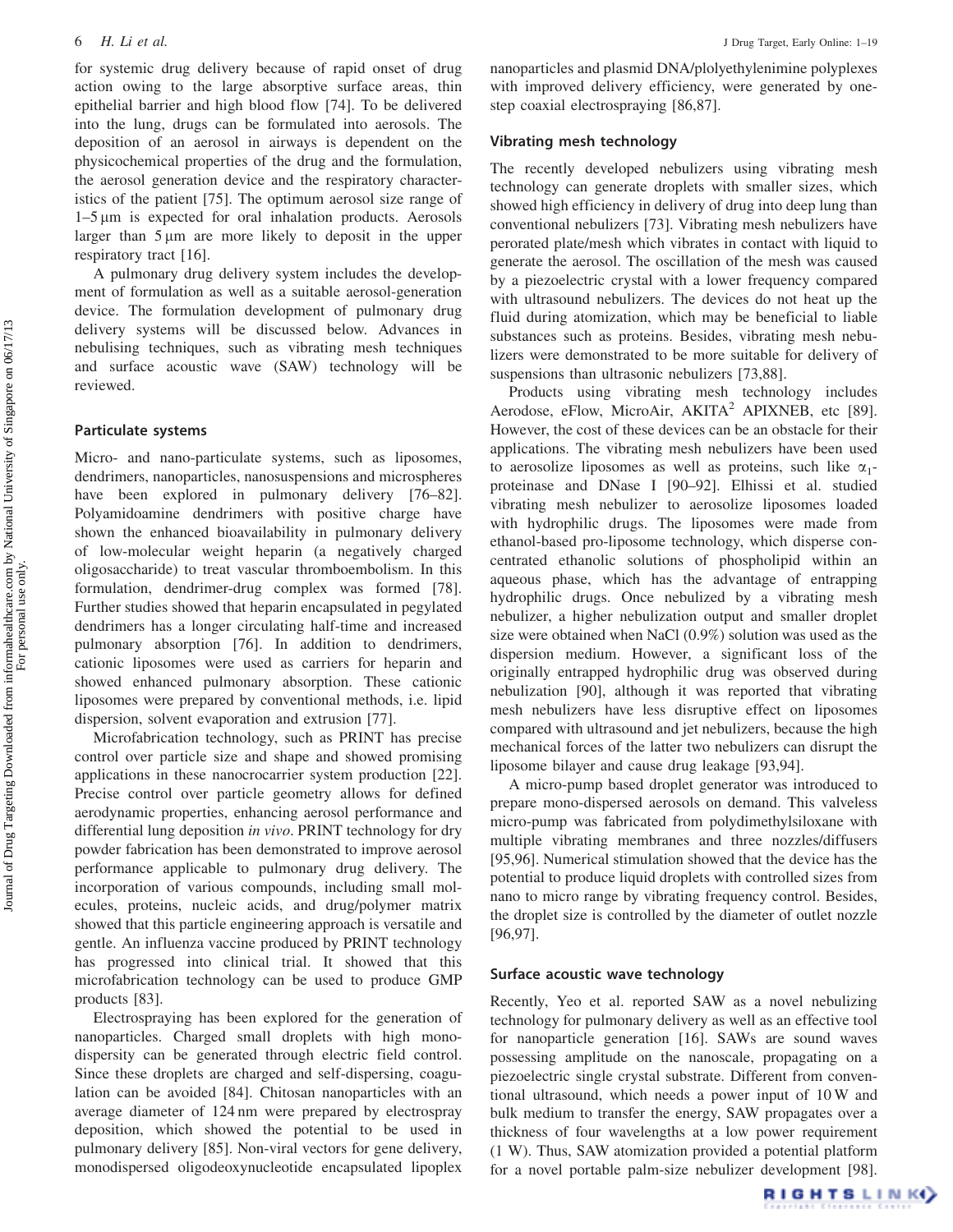for systemic drug delivery because of rapid onset of drug action owing to the large absorptive surface areas, thin epithelial barrier and high blood flow [74]. To be delivered into the lung, drugs can be formulated into aerosols. The deposition of an aerosol in airways is dependent on the physicochemical properties of the drug and the formulation, the aerosol generation device and the respiratory characteristics of the patient [75]. The optimum aerosol size range of 1–5 μm is expected for oral inhalation products. Aerosols larger than 5 μm are more likely to deposit in the upper respiratory tract [16].

A pulmonary drug delivery system includes the development of formulation as well as a suitable aerosol-generation device. The formulation development of pulmonary drug delivery systems will be discussed below. Advances in nebulising techniques, such as vibrating mesh techniques and surface acoustic wave (SAW) technology will be reviewed.

### Particulate systems

Micro- and nano-particulate systems, such as liposomes, dendrimers, nanoparticles, nanosuspensions and microspheres have been explored in pulmonary delivery [76–82]. Polyamidoamine dendrimers with positive charge have shown the enhanced bioavailability in pulmonary delivery of low-molecular weight heparin (a negatively charged oligosaccharide) to treat vascular thromboembolism. In this formulation, dendrimer-drug complex was formed [78]. Further studies showed that heparin encapsulated in pegylated dendrimers has a longer circulating half-time and increased pulmonary absorption [76]. In addition to dendrimers, cationic liposomes were used as carriers for heparin and showed enhanced pulmonary absorption. These cationic liposomes were prepared by conventional methods, i.e. lipid dispersion, solvent evaporation and extrusion [77].

Microfabrication technology, such as PRINT has precise control over particle size and shape and showed promising applications in these nanocrocarrier system production [22]. Precise control over particle geometry allows for defined aerodynamic properties, enhancing aerosol performance and differential lung deposition *in vivo*. PRINT technology for dry powder fabrication has been demonstrated to improve aerosol performance applicable to pulmonary drug delivery. The incorporation of various compounds, including small molecules, proteins, nucleic acids, and drug/polymer matrix showed that this particle engineering approach is versatile and gentle. An influenza vaccine produced by PRINT technology has progressed into clinical trial. It showed that this microfabrication technology can be used to produce GMP products [83].

Electrospraying has been explored for the generation of nanoparticles. Charged small droplets with high monodispersity can be generated through electric field control. Since these droplets are charged and self-dispersing, coagulation can be avoided [84]. Chitosan nanoparticles with an average diameter of 124 nm were prepared by electrospray deposition, which showed the potential to be used in pulmonary delivery [85]. Non-viral vectors for gene delivery, monodispersed oligodeoxynucleotide encapsulated lipoplex nanoparticles and plasmid DNA/polyethylenimine polyplexes with improved delivery efficiency, were generated by one-step coaxial electrospraying [86,87].

### Vibrating mesh technology

The recently developed nebulizers using vibrating mesh technology can generate droplets with smaller sizes, which showed high efficiency in delivery of drug into deep lung than conventional nebulizers [73]. Vibrating mesh nebulizers have perorated plate/mesh which vibrates in contact with liquid to generate the aerosol. The oscillation of the mesh was caused by a piezoelectric crystal with a lower frequency compared with ultrasound nebulizers. The devices do not heat up the fluid during atomization, which may be beneficial to liable substances such as proteins. Besides, vibrating mesh nebulizers were demonstrated to be more suitable for delivery of suspensions than ultrasonic nebulizers [73,88].

Products using vibrating mesh technology includes Aerodose, eFlow, MicroAir, AKITA$^2$ APIXNEB, etc [89]. However, the cost of these devices can be an obstacle for their applications. The vibrating mesh nebulizers have been used to aerosolize liposomes as well as proteins, such like $\alpha_1$-proteinase and DNase I [90–92]. Elhissi et al. studied vibrating mesh nebulizer to aerosolize liposomes loaded with hydrophilic drugs. The liposomes were made from ethanol-based pro-liposome technology, which disperse concentrated ethanolic solutions of phospholipid within an aqueous phase, which has the advantage of entrapping hydrophilic drugs. Once nebulized by a vibrating mesh nebulizer, a higher nebulization output and smaller droplet size were obtained when NaCl (0.9%) solution was used as the dispersion medium. However, a significant loss of the originally entrapped hydrophilic drug was observed during nebulization [90], although it was reported that vibrating mesh nebulizers have less disruptive effect on liposomes compared with ultrasound and jet nebulizers, because the high mechanical forces of the latter two nebulizers can disrupt the liposome bilayer and cause drug leakage [93,94].

A micro-pump based droplet generator was introduced to prepare mono-dispersed aerosols on demand. This valveless micro-pump was fabricated from polydimethylsiloxane with multiple vibrating membranes and three nozzles/diffusers [95,96]. Numerical stimulation showed that the device has the potential to produce liquid droplets with controlled sizes from nano to micro range by vibrating frequency control. Besides, the droplet size is controlled by the diameter of outlet nozzle [96,97].

### Surface acoustic wave technology

Recently, Yeo et al. reported SAW as a novel nebulizing technology for pulmonary delivery as well as an effective tool for nanoparticle generation [16]. SAWs are sound waves possessing amplitude on the nanoscale, propagating on a piezoelectric single crystal substrate. Different from conventional ultrasound, which needs a power input of 10 W and bulk medium to transfer the energy, SAW propagates over a thickness of four wavelengths at a low power requirement (1 W). Thus, SAW atomization provided a potential platform for a novel portable palm-size nebulizer development [98].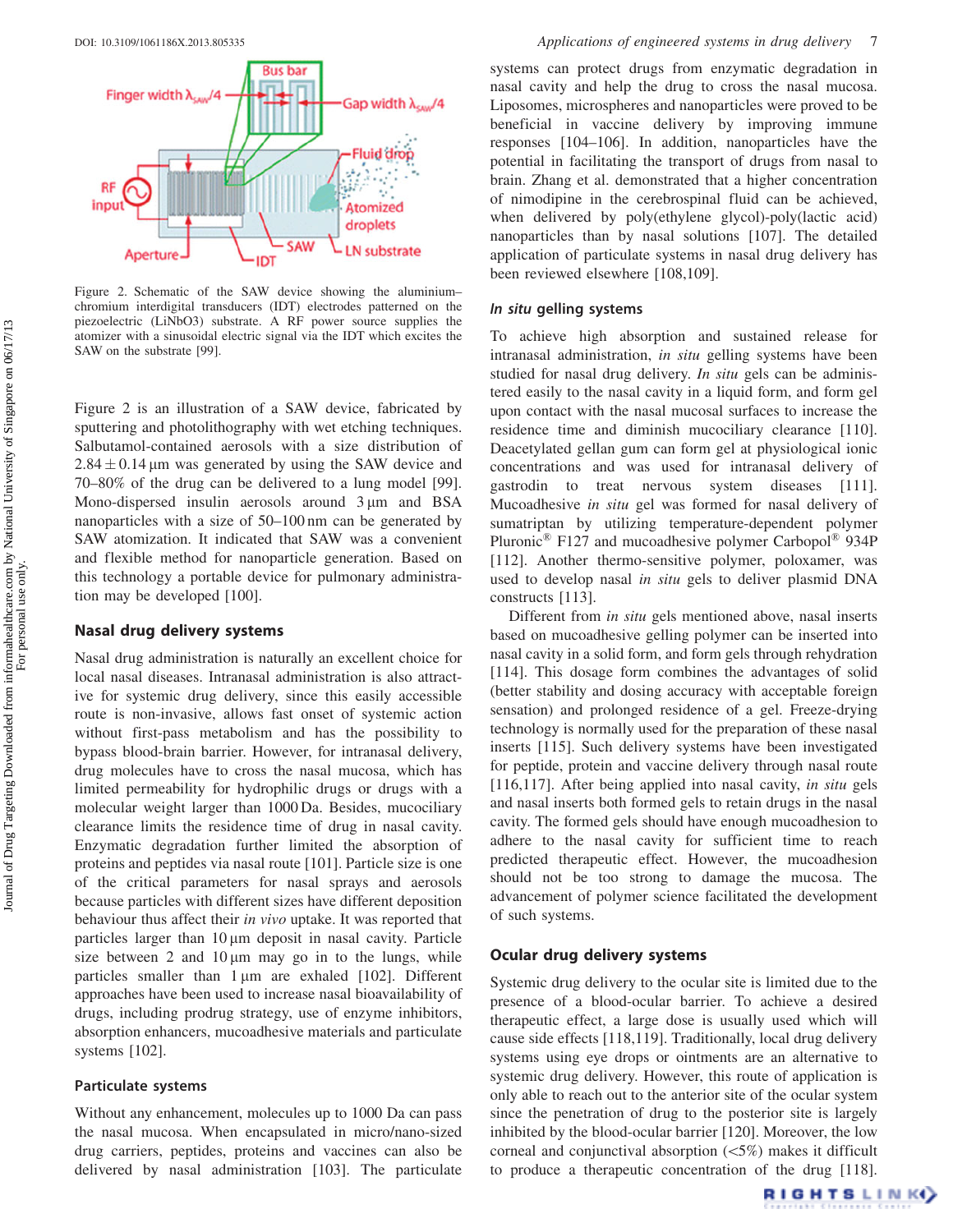Figure 2. Schematic of the SAW device showing the aluminium–chromium interdigital transducers (IDT) electrodes patterned on the piezoelectric ($LiNbO_3$) substrate. A RF power source supplies the atomizer with a sinusoidal electric signal via the IDT which excites the SAW on the substrate [99].

Figure 2 is an illustration of a SAW device, fabricated by sputtering and photolithography with wet etching techniques. Salbutamol-contained aerosols with a size distribution of $2.84 \pm 0.14\,\mu m$ was generated by using the SAW device and 70–80% of the drug can be delivered to a lung model [99]. Mono-dispersed insulin aerosols around 3 µm and BSA nanoparticles with a size of 50–100 nm can be generated by SAW atomization. It indicated that SAW was a convenient and flexible method for nanoparticle generation. Based on this technology a portable device for pulmonary administration may be developed [100].

## Nasal drug delivery systems

Nasal drug administration is naturally an excellent choice for local nasal diseases. Intranasal administration is also attractive for systemic drug delivery, since this easily accessible route is non-invasive, allows fast onset of systemic action without first-pass metabolism and has the possibility to bypass blood-brain barrier. However, for intranasal delivery, drug molecules have to cross the nasal mucosa, which has limited permeability for hydrophilic drugs or drugs with a molecular weight larger than 1000 Da. Besides, mucociliary clearance limits the residence time of drug in nasal cavity. Enzymatic degradation further limited the absorption of proteins and peptides via nasal route [101]. Particle size is one of the critical parameters for nasal sprays and aerosols because particles with different sizes have different deposition behaviour thus affect their *in vivo* uptake. It was reported that particles larger than 10 µm deposit in nasal cavity. Particle size between 2 and 10 µm may go in to the lungs, while particles smaller than 1 µm are exhaled [102]. Different approaches have been used to increase nasal bioavailability of drugs, including prodrug strategy, use of enzyme inhibitors, absorption enhancers, mucoadhesive materials and particulate systems [102].

### Particulate systems

Without any enhancement, molecules up to 1000 Da can pass the nasal mucosa. When encapsulated in micro/nano-sized drug carriers, peptides, proteins and vaccines can also be delivered by nasal administration [103]. The particulate systems can protect drugs from enzymatic degradation in nasal cavity and help the drug to cross the nasal mucosa. Liposomes, microspheres and nanoparticles were proved to be beneficial in vaccine delivery by improving immune responses [104–106]. In addition, nanoparticles have the potential in facilitating the transport of drugs from nasal to brain. Zhang et al. demonstrated that a higher concentration of nimodipine in the cerebrospinal fluid can be achieved, when delivered by poly(ethylene glycol)-poly(lactic acid) nanoparticles than by nasal solutions [107]. The detailed application of particulate systems in nasal drug delivery has been reviewed elsewhere [108,109].

### *In situ* gelling systems

To achieve high absorption and sustained release for intranasal administration, *in situ* gelling systems have been studied for nasal drug delivery. *In situ* gels can be administered easily to the nasal cavity in a liquid form, and form gel upon contact with the nasal mucosal surfaces to increase the residence time and diminish mucociliary clearance [110]. Deacetylated gellan gum can form gel at physiological ionic concentrations and was used for intranasal delivery of gastrodin to treat nervous system diseases [111]. Mucoadhesive *in situ* gel was formed for nasal delivery of sumatriptan by utilizing temperature-dependent polymer Pluronic® F127 and mucoadhesive polymer Carbopol® 934P [112]. Another thermo-sensitive polymer, poloxamer, was used to develop nasal *in situ* gels to deliver plasmid DNA constructs [113].

Different from *in situ* gels mentioned above, nasal inserts based on mucoadhesive gelling polymer can be inserted into nasal cavity in a solid form, and form gels through rehydration [114]. This dosage form combines the advantages of solid (better stability and dosing accuracy with acceptable foreign sensation) and prolonged residence of a gel. Freeze-drying technology is normally used for the preparation of these nasal inserts [115]. Such delivery systems have been investigated for peptide, protein and vaccine delivery through nasal route [116,117]. After being applied into nasal cavity, *in situ* gels and nasal inserts both formed gels to retain drugs in the nasal cavity. The formed gels should have enough mucoadhesion to adhere to the nasal cavity for sufficient time to reach predicted therapeutic effect. However, the mucoadhesion should not be too strong to damage the mucosa. The advancement of polymer science facilitated the development of such systems.

## Ocular drug delivery systems

Systemic drug delivery to the ocular site is limited due to the presence of a blood-ocular barrier. To achieve a desired therapeutic effect, a large dose is usually used which will cause side effects [118,119]. Traditionally, local drug delivery systems using eye drops or ointments are an alternative to systemic drug delivery. However, this route of application is only able to reach out to the anterior site of the ocular system since the penetration of drug to the posterior site is largely inhibited by the blood-ocular barrier [120]. Moreover, the low corneal and conjunctival absorption (<5%) makes it difficult to produce a therapeutic concentration of the drug [118].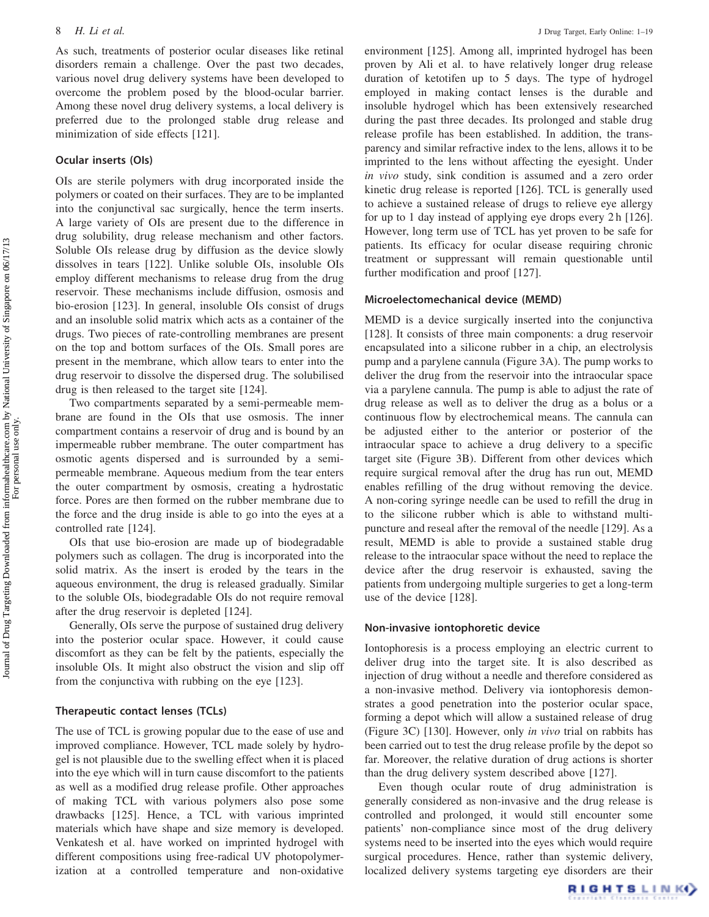As such, treatments of posterior ocular diseases like retinal disorders remain a challenge. Over the past two decades, various novel drug delivery systems have been developed to overcome the problem posed by the blood-ocular barrier. Among these novel drug delivery systems, a local delivery is preferred due to the prolonged stable drug release and minimization of side effects [121].

### Ocular inserts (OIs)

OIs are sterile polymers with drug incorporated inside the polymers or coated on their surfaces. They are to be implanted into the conjunctival sac surgically, hence the term inserts. A large variety of OIs are present due to the difference in drug solubility, drug release mechanism and other factors. Soluble OIs release drug by diffusion as the device slowly dissolves in tears [122]. Unlike soluble OIs, insoluble OIs employ different mechanisms to release drug from the drug reservoir. These mechanisms include diffusion, osmosis and bio-erosion [123]. In general, insoluble OIs consist of drugs and an insoluble solid matrix which acts as a container of the drugs. Two pieces of rate-controlling membranes are present on the top and bottom surfaces of the OIs. Small pores are present in the membrane, which allow tears to enter into the drug reservoir to dissolve the dispersed drug. The solubilised drug is then released to the target site [124].

Two compartments separated by a semi-permeable membrane are found in the OIs that use osmosis. The inner compartment contains a reservoir of drug and is bound by an impermeable rubber membrane. The outer compartment has osmotic agents dispersed and is surrounded by a semi-permeable membrane. Aqueous medium from the tear enters the outer compartment by osmosis, creating a hydrostatic force. Pores are then formed on the rubber membrane due to the force and the drug inside is able to go into the eyes at a controlled rate [124].

OIs that use bio-erosion are made up of biodegradable polymers such as collagen. The drug is incorporated into the solid matrix. As the insert is eroded by the tears in the aqueous environment, the drug is released gradually. Similar to the soluble OIs, biodegradable OIs do not require removal after the drug reservoir is depleted [124].

Generally, OIs serve the purpose of sustained drug delivery into the posterior ocular space. However, it could cause discomfort as they can be felt by the patients, especially the insoluble OIs. It might also obstruct the vision and slip off from the conjunctiva with rubbing on the eye [123].

### Therapeutic contact lenses (TCLs)

The use of TCL is growing popular due to the ease of use and improved compliance. However, TCL made solely by hydrogel is not plausible due to the swelling effect when it is placed into the eye which will in turn cause discomfort to the patients as well as a modified drug release profile. Other approaches of making TCL with various polymers also pose some drawbacks [125]. Hence, a TCL with various imprinted materials which have shape and size memory is developed. Venkatesh et al. have worked on imprinted hydrogel with different compositions using free-radical UV photopolymerization at a controlled temperature and non-oxidative environment [125]. Among all, imprinted hydrogel has been proven by Ali et al. to have relatively longer drug release duration of ketotifen up to 5 days. The type of hydrogel employed in making contact lenses is the durable and insoluble hydrogel which has been extensively researched during the past three decades. Its prolonged and stable drug release profile has been established. In addition, the transparency and similar refractive index to the lens, allows it to be imprinted to the lens without affecting the eyesight. Under *in vivo* study, sink condition is assumed and a zero order kinetic drug release is reported [126]. TCL is generally used to achieve a sustained release of drugs to relieve eye allergy for up to 1 day instead of applying eye drops every 2 h [126]. However, long term use of TCL has yet proven to be safe for patients. Its efficacy for ocular disease requiring chronic treatment or suppressant will remain questionable until further modification and proof [127].

### Microelectomechanical device (MEMD)

MEMD is a device surgically inserted into the conjunctiva [128]. It consists of three main components: a drug reservoir encapsulated into a silicone rubber in a chip, an electrolysis pump and a parylene cannula (Figure 3A). The pump works to deliver the drug from the reservoir into the intraocular space via a parylene cannula. The pump is able to adjust the rate of drug release as well as to deliver the drug as a bolus or a continuous flow by electrochemical means. The cannula can be adjusted either to the anterior or posterior of the intraocular space to achieve a drug delivery to a specific target site (Figure 3B). Different from other devices which require surgical removal after the drug has run out, MEMD enables refilling of the drug without removing the device. A non-coring syringe needle can be used to refill the drug in to the silicone rubber which is able to withstand multi-puncture and reseal after the removal of the needle [129]. As a result, MEMD is able to provide a sustained stable drug release to the intraocular space without the need to replace the device after the drug reservoir is exhausted, saving the patients from undergoing multiple surgeries to get a long-term use of the device [128].

### Non-invasive iontophoretic device

Iontophoresis is a process employing an electric current to deliver drug into the target site. It is also described as injection of drug without a needle and therefore considered as a non-invasive method. Delivery via iontophoresis demonstrates a good penetration into the posterior ocular space, forming a depot which will allow a sustained release of drug (Figure 3C) [130]. However, only *in vivo* trial on rabbits has been carried out to test the drug release profile by the depot so far. Moreover, the relative duration of drug actions is shorter than the drug delivery system described above [127].

Even though ocular route of drug administration is generally considered as non-invasive and the drug release is controlled and prolonged, it would still encounter some patients' non-compliance since most of the drug delivery systems need to be inserted into the eyes which would require surgical procedures. Hence, rather than systemic delivery, localized delivery systems targeting eye disorders are their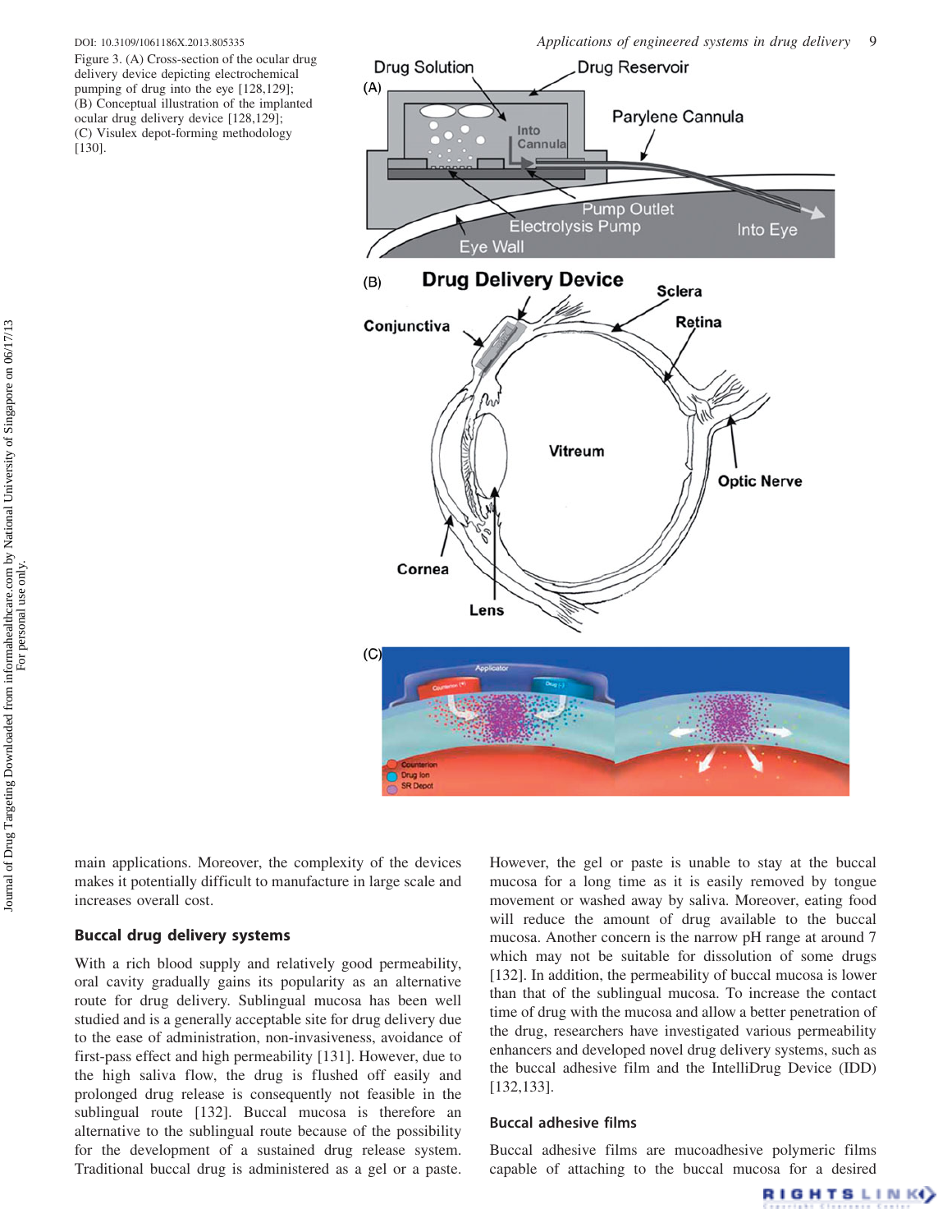Figure 3. (A) Cross-section of the ocular drug delivery device depicting electrochemical pumping of drug into the eye [128,129]; (B) Conceptual illustration of the implanted ocular drug delivery device [128,129]; (C) Visulex depot-forming methodology [130].

main applications. Moreover, the complexity of the devices makes it potentially difficult to manufacture in large scale and increases overall cost.

## Buccal drug delivery systems

With a rich blood supply and relatively good permeability, oral cavity gradually gains its popularity as an alternative route for drug delivery. Sublingual mucosa has been well studied and is a generally acceptable site for drug delivery due to the ease of administration, non-invasiveness, avoidance of first-pass effect and high permeability [131]. However, due to the high saliva flow, the drug is flushed off easily and prolonged drug release is consequently not feasible in the sublingual route [132]. Buccal mucosa is therefore an alternative to the sublingual route because of the possibility for the development of a sustained drug release system. Traditional buccal drug is administered as a gel or a paste. However, the gel or paste is unable to stay at the buccal mucosa for a long time as it is easily removed by tongue movement or washed away by saliva. Moreover, eating food will reduce the amount of drug available to the buccal mucosa. Another concern is the narrow pH range at around 7 which may not be suitable for dissolution of some drugs [132]. In addition, the permeability of buccal mucosa is lower than that of the sublingual mucosa. To increase the contact time of drug with the mucosa and allow a better penetration of the drug, researchers have investigated various permeability enhancers and developed novel drug delivery systems, such as the buccal adhesive film and the IntelliDrug Device (IDD) [132,133].

### Buccal adhesive films

Buccal adhesive films are mucoadhesive polymeric films capable of attaching to the buccal mucosa for a desired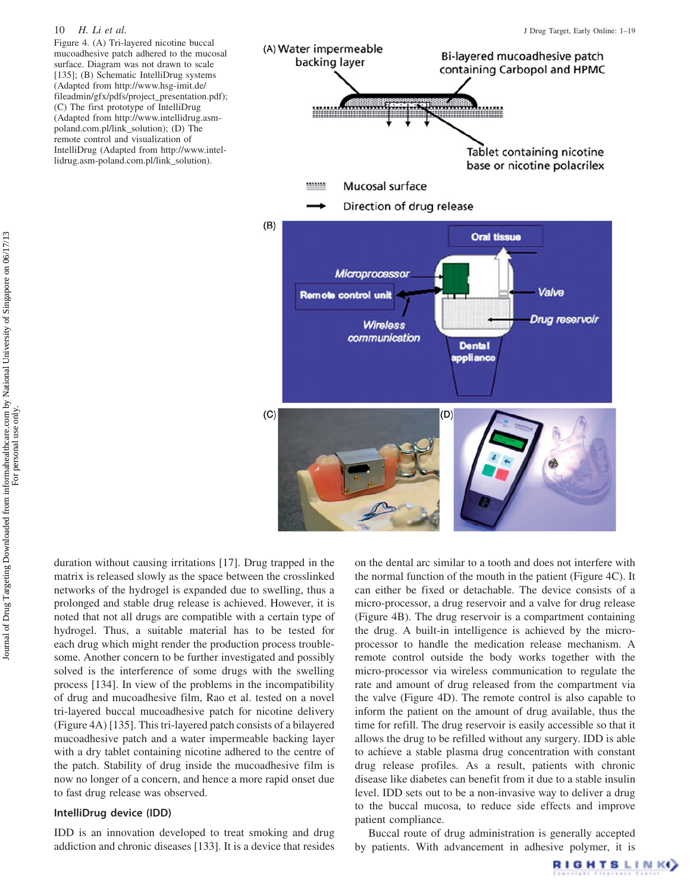Figure 4. (A) Tri-layered nicotine buccal mucoadhesive patch adhered to the mucosal surface. Diagram was not drawn to scale [135]; (B) Schematic IntelliDrug systems (Adapted from http://www.hsg-imit.de/fileadmin/gfx/pdfs/project_presentation.pdf); (C) The first prototype of IntelliDrug (Adapted from http://www.intellidrug.asm-poland.com.pl/link_solution); (D) The remote control and visualization of IntelliDrug (Adapted from http://www.intellidrug.asm-poland.com.pl/link_solution).

duration without causing irritations [17]. Drug trapped in the matrix is released slowly as the space between the crosslinked networks of the hydrogel is expanded due to swelling, thus a prolonged and stable drug release is achieved. However, it is noted that not all drugs are compatible with a certain type of hydrogel. Thus, a suitable material has to be tested for each drug which might render the production process troublesome. Another concern to be further investigated and possibly solved is the interference of some drugs with the swelling process [134]. In view of the problems in the incompatibility of drug and mucoadhesive film, Rao et al. tested on a novel tri-layered buccal mucoadhesive patch for nicotine delivery (Figure 4A) [135]. This tri-layered patch consists of a bilayered mucoadhesive patch and a water impermeable backing layer with a dry tablet containing nicotine adhered to the centre of the patch. Stability of drug inside the mucoadhesive film is now no longer of a concern, and hence a more rapid onset due to fast drug release was observed.

## IntelliDrug device (IDD)

IDD is an innovation developed to treat smoking and drug addiction and chronic diseases [133]. It is a device that resides on the dental arc similar to a tooth and does not interfere with the normal function of the mouth in the patient (Figure 4C). It can either be fixed or detachable. The device consists of a micro-processor, a drug reservoir and a valve for drug release (Figure 4B). The drug reservoir is a compartment containing the drug. A built-in intelligence is achieved by the micro-processor to handle the medication release mechanism. A remote control outside the body works together with the micro-processor via wireless communication to regulate the rate and amount of drug released from the compartment via the valve (Figure 4D). The remote control is also capable to inform the patient on the amount of drug available, thus the time for refill. The drug reservoir is easily accessible so that it allows the drug to be refilled without any surgery. IDD is able to achieve a stable plasma drug concentration with constant drug release profiles. As a result, patients with chronic disease like diabetes can benefit from it due to a stable insulin level. IDD sets out to be a non-invasive way to deliver a drug to the buccal mucosa, to reduce side effects and improve patient compliance.

Buccal route of drug administration is generally accepted by patients. With advancement in adhesive polymer, it is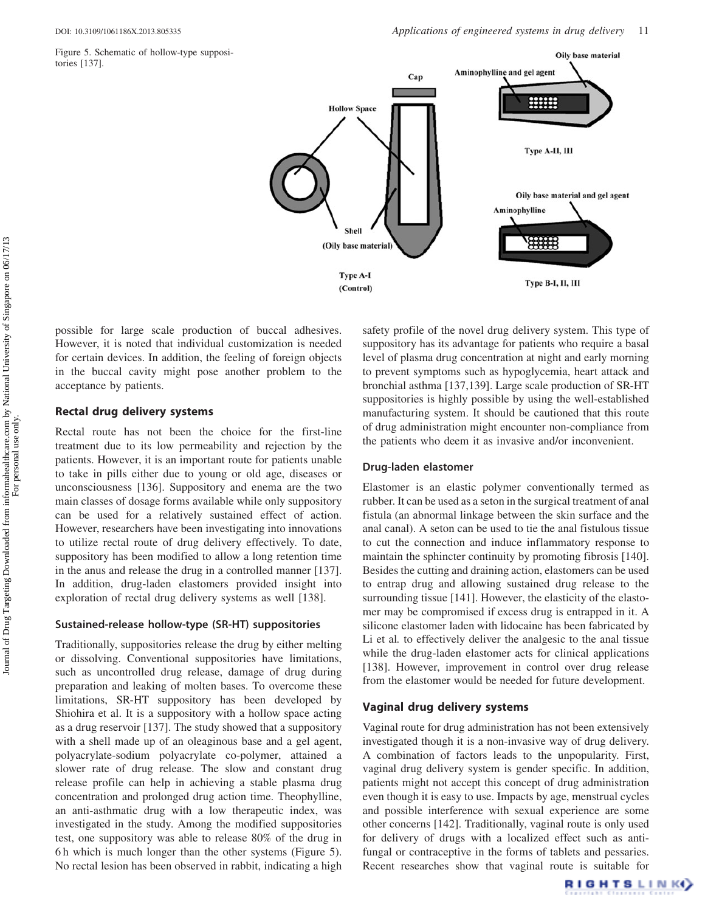Figure 5. Schematic of hollow-type suppositories [137].

possible for large scale production of buccal adhesives. However, it is noted that individual customization is needed for certain devices. In addition, the feeling of foreign objects in the buccal cavity might pose another problem to the acceptance by patients.

## Rectal drug delivery systems

Rectal route has not been the choice for the first-line treatment due to its low permeability and rejection by the patients. However, it is an important route for patients unable to take in pills either due to young or old age, diseases or unconsciousness [136]. Suppository and enema are the two main classes of dosage forms available while only suppository can be used for a relatively sustained effect of action. However, researchers have been investigating into innovations to utilize rectal route of drug delivery effectively. To date, suppository has been modified to allow a long retention time in the anus and release the drug in a controlled manner [137]. In addition, drug-laden elastomers provided insight into exploration of rectal drug delivery systems as well [138].

### Sustained-release hollow-type (SR-HT) suppositories

Traditionally, suppositories release the drug by either melting or dissolving. Conventional suppositories have limitations, such as uncontrolled drug release, damage of drug during preparation and leaking of molten bases. To overcome these limitations, SR-HT suppository has been developed by Shiohira et al. It is a suppository with a hollow space acting as a drug reservoir [137]. The study showed that a suppository with a shell made up of an oleaginous base and a gel agent, polyacrylate-sodium polyacrylate co-polymer, attained a slower rate of drug release. The slow and constant drug release profile can help in achieving a stable plasma drug concentration and prolonged drug action time. Theophylline, an anti-asthmatic drug with a low therapeutic index, was investigated in the study. Among the modified suppositories test, one suppository was able to release 80% of the drug in 6 h which is much longer than the other systems (Figure 5). No rectal lesion has been observed in rabbit, indicating a high safety profile of the novel drug delivery system. This type of suppository has its advantage for patients who require a basal level of plasma drug concentration at night and early morning to prevent symptoms such as hypoglycemia, heart attack and bronchial asthma [137,139]. Large scale production of SR-HT suppositories is highly possible by using the well-established manufacturing system. It should be cautioned that this route of drug administration might encounter non-compliance from the patients who deem it as invasive and/or inconvenient.

### Drug-laden elastomer

Elastomer is an elastic polymer conventionally termed as rubber. It can be used as a seton in the surgical treatment of anal fistula (an abnormal linkage between the skin surface and the anal canal). A seton can be used to tie the anal fistulous tissue to cut the connection and induce inflammatory response to maintain the sphincter continuity by promoting fibrosis [140]. Besides the cutting and draining action, elastomers can be used to entrap drug and allowing sustained drug release to the surrounding tissue [141]. However, the elasticity of the elastomer may be compromised if excess drug is entrapped in it. A silicone elastomer laden with lidocaine has been fabricated by Li et al. to effectively deliver the analgesic to the anal tissue while the drug-laden elastomer acts for clinical applications [138]. However, improvement in control over drug release from the elastomer would be needed for future development.

## Vaginal drug delivery systems

Vaginal route for drug administration has not been extensively investigated though it is a non-invasive way of drug delivery. A combination of factors leads to the unpopularity. First, vaginal drug delivery system is gender specific. In addition, patients might not accept this concept of drug administration even though it is easy to use. Impacts by age, menstrual cycles and possible interference with sexual experience are some other concerns [142]. Traditionally, vaginal route is only used for delivery of drugs with a localized effect such as anti-fungal or contraceptive in the forms of tablets and pessaries. Recent researches show that vaginal route is suitable for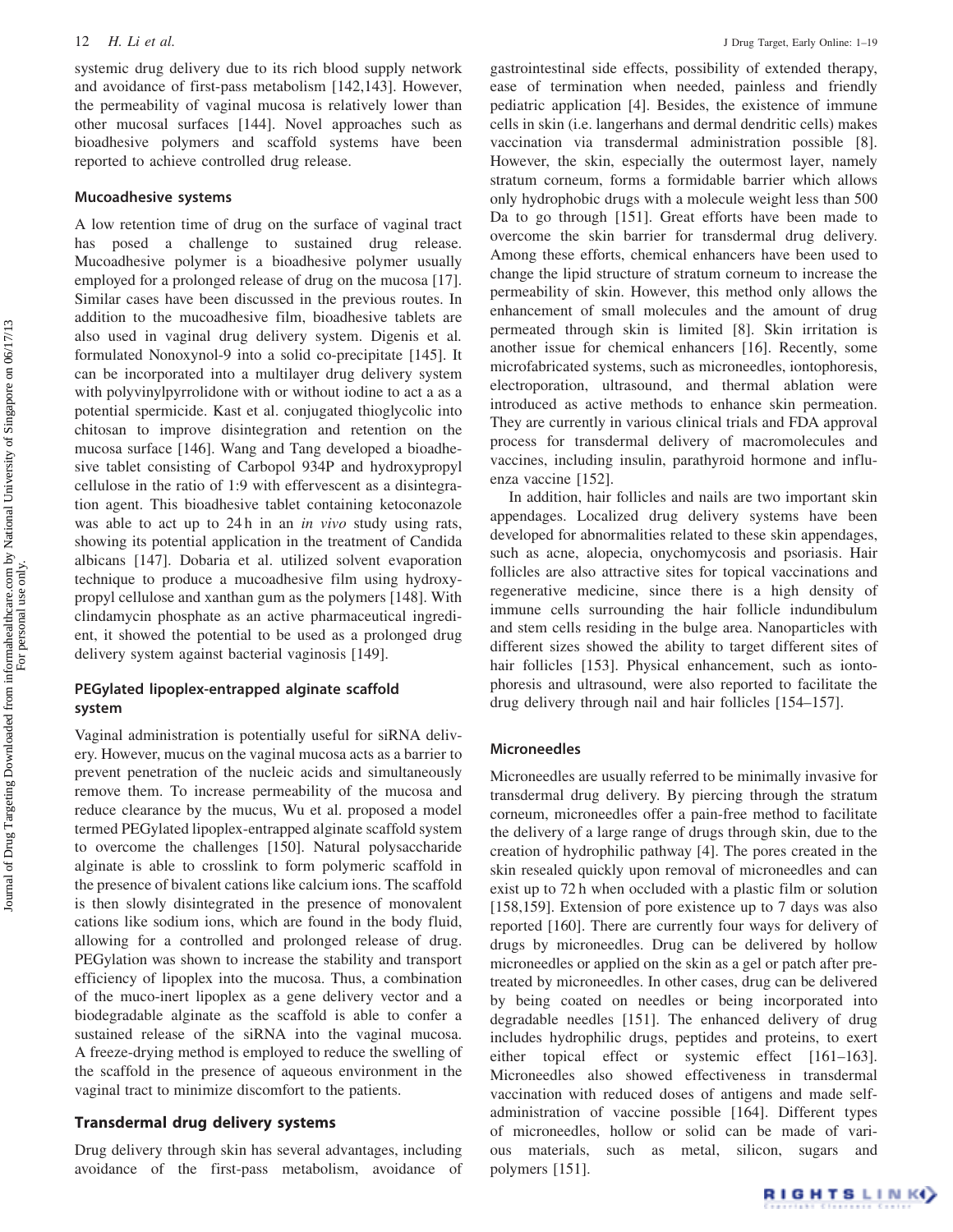systemic drug delivery due to its rich blood supply network and avoidance of first-pass metabolism [142,143]. However, the permeability of vaginal mucosa is relatively lower than other mucosal surfaces [144]. Novel approaches such as bioadhesive polymers and scaffold systems have been reported to achieve controlled drug release.

### Mucoadhesive systems

A low retention time of drug on the surface of vaginal tract has posed a challenge to sustained drug release. Mucoadhesive polymer is a bioadhesive polymer usually employed for a prolonged release of drug on the mucosa [17]. Similar cases have been discussed in the previous routes. In addition to the mucoadhesive film, bioadhesive tablets are also used in vaginal drug delivery system. Digenis et al. formulated Nonoxynol-9 into a solid co-precipitate [145]. It can be incorporated into a multilayer drug delivery system with polyvinylpyrrolidone with or without iodine to act a as a potential spermicide. Kast et al. conjugated thioglycolic into chitosan to improve disintegration and retention on the mucosa surface [146]. Wang and Tang developed a bioadhesive tablet consisting of Carbopol 934P and hydroxypropyl cellulose in the ratio of 1:9 with effervescent as a disintegration agent. This bioadhesive tablet containing ketoconazole was able to act up to 24 h in an *in vivo* study using rats, showing its potential application in the treatment of Candida albicans [147]. Dobaria et al. utilized solvent evaporation technique to produce a mucoadhesive film using hydroxypropyl cellulose and xanthan gum as the polymers [148]. With clindamycin phosphate as an active pharmaceutical ingredient, it showed the potential to be used as a prolonged drug delivery system against bacterial vaginosis [149].

### PEGylated lipoplex-entrapped alginate scaffold system

Vaginal administration is potentially useful for siRNA delivery. However, mucus on the vaginal mucosa acts as a barrier to prevent penetration of the nucleic acids and simultaneously remove them. To increase permeability of the mucosa and reduce clearance by the mucus, Wu et al. proposed a model termed PEGylated lipoplex-entrapped alginate scaffold system to overcome the challenges [150]. Natural polysaccharide alginate is able to crosslink to form polymeric scaffold in the presence of bivalent cations like calcium ions. The scaffold is then slowly disintegrated in the presence of monovalent cations like sodium ions, which are found in the body fluid, allowing for a controlled and prolonged release of drug. PEGylation was shown to increase the stability and transport efficiency of lipoplex into the mucosa. Thus, a combination of the muco-inert lipoplex as a gene delivery vector and a biodegradable alginate as the scaffold is able to confer a sustained release of the siRNA into the vaginal mucosa. A freeze-drying method is employed to reduce the swelling of the scaffold in the presence of aqueous environment in the vaginal tract to minimize discomfort to the patients.

## Transdermal drug delivery systems

Drug delivery through skin has several advantages, including avoidance of the first-pass metabolism, avoidance of gastrointestinal side effects, possibility of extended therapy, ease of termination when needed, painless and friendly pediatric application [4]. Besides, the existence of immune cells in skin (i.e. langerhans and dermal dendritic cells) makes vaccination via transdermal administration possible [8]. However, the skin, especially the outermost layer, namely stratum corneum, forms a formidable barrier which allows only hydrophobic drugs with a molecule weight less than 500 Da to go through [151]. Great efforts have been made to overcome the skin barrier for transdermal drug delivery. Among these efforts, chemical enhancers have been used to change the lipid structure of stratum corneum to increase the permeability of skin. However, this method only allows the enhancement of small molecules and the amount of drug permeated through skin is limited [8]. Skin irritation is another issue for chemical enhancers [16]. Recently, some microfabricated systems, such as microneedles, iontophoresis, electroporation, ultrasound, and thermal ablation were introduced as active methods to enhance skin permeation. They are currently in various clinical trials and FDA approval process for transdermal delivery of macromolecules and vaccines, including insulin, parathyroid hormone and influenza vaccine [152].

In addition, hair follicles and nails are two important skin appendages. Localized drug delivery systems have been developed for abnormalities related to these skin appendages, such as acne, alopecia, onychomycosis and psoriasis. Hair follicles are also attractive sites for topical vaccinations and regenerative medicine, since there is a high density of immune cells surrounding the hair follicle indundibulum and stem cells residing in the bulge area. Nanoparticles with different sizes showed the ability to target different sites of hair follicles [153]. Physical enhancement, such as iontophoresis and ultrasound, were also reported to facilitate the drug delivery through nail and hair follicles [154–157].

### Microneedles

Microneedles are usually referred to be minimally invasive for transdermal drug delivery. By piercing through the stratum corneum, microneedles offer a pain-free method to facilitate the delivery of a large range of drugs through skin, due to the creation of hydrophilic pathway [4]. The pores created in the skin resealed quickly upon removal of microneedles and can exist up to 72 h when occluded with a plastic film or solution [158,159]. Extension of pore existence up to 7 days was also reported [160]. There are currently four ways for delivery of drugs by microneedles. Drug can be delivered by hollow microneedles or applied on the skin as a gel or patch after pretreated by microneedles. In other cases, drug can be delivered by being coated on needles or being incorporated into degradable needles [151]. The enhanced delivery of drug includes hydrophilic drugs, peptides and proteins, to exert either topical effect or systemic effect [161–163]. Microneedles also showed effectiveness in transdermal vaccination with reduced doses of antigens and made self-administration of vaccine possible [164]. Different types of microneedles, hollow or solid can be made of various materials, such as metal, silicon, sugars and polymers [151].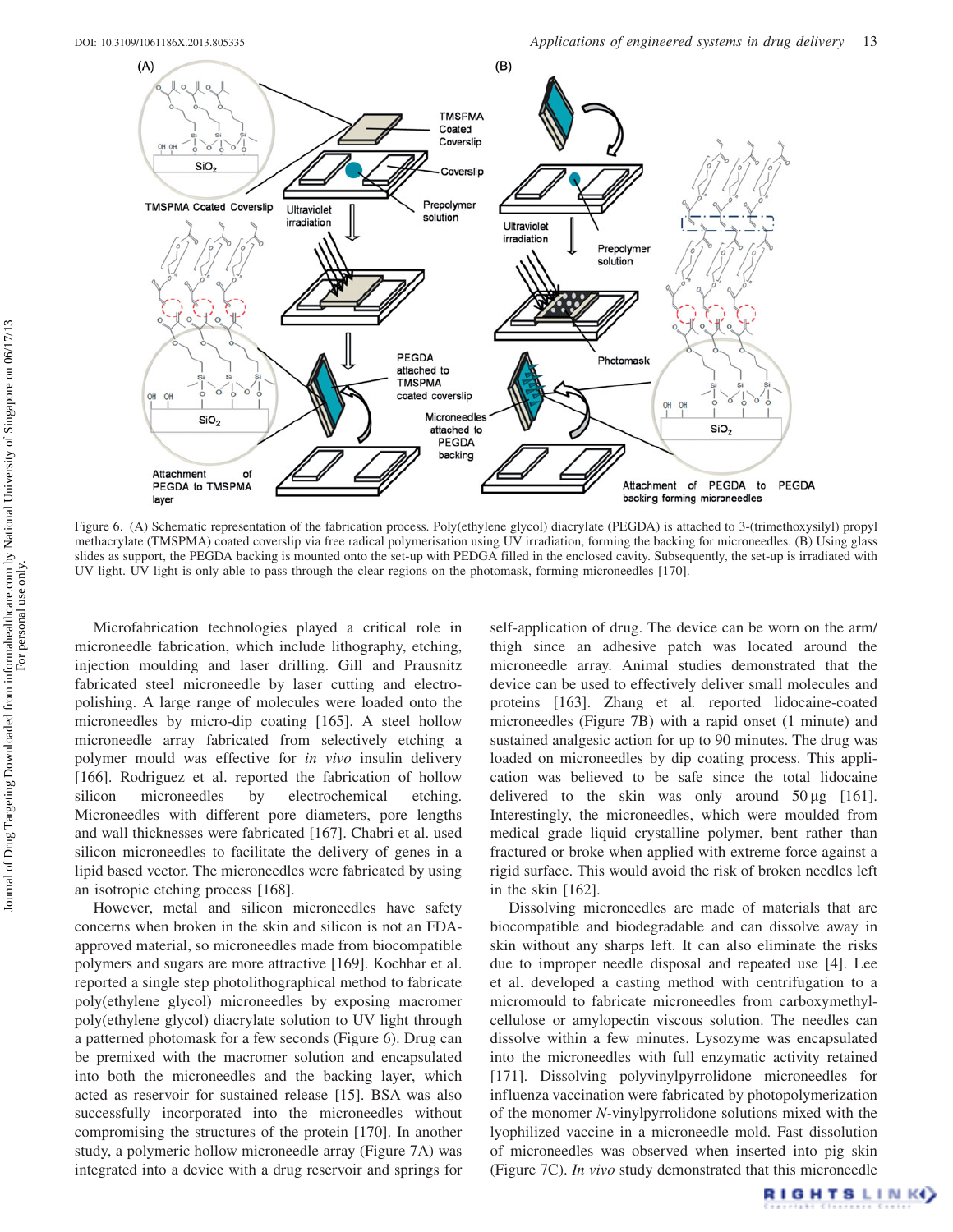Figure 6. (A) Schematic representation of the fabrication process. Poly(ethylene glycol) diacrylate (PEGDA) is attached to 3-(trimethoxysilyl) propyl methacrylate (TMSPMA) coated coverslip via free radical polymerisation using UV irradiation, forming the backing for microneedles. (B) Using glass slides as support, the PEGDA backing is mounted onto the set-up with PEDGA filled in the enclosed cavity. Subsequently, the set-up is irradiated with UV light. UV light is only able to pass through the clear regions on the photomask, forming microneedles [170].

Microfabrication technologies played a critical role in microneedle fabrication, which include lithography, etching, injection moulding and laser drilling. Gill and Prausnitz fabricated steel microneedle by laser cutting and electropolishing. A large range of molecules were loaded onto the microneedles by micro-dip coating [165]. A steel hollow microneedle array fabricated from selectively etching a polymer mould was effective for *in vivo* insulin delivery [166]. Rodriguez et al. reported the fabrication of hollow silicon microneedles by electrochemical etching. Microneedles with different pore diameters, pore lengths and wall thicknesses were fabricated [167]. Chabri et al. used silicon microneedles to facilitate the delivery of genes in a lipid based vector. The microneedles were fabricated by using an isotropic etching process [168].

However, metal and silicon microneedles have safety concerns when broken in the skin and silicon is not an FDA-approved material, so microneedles made from biocompatible polymers and sugars are more attractive [169]. Kochhar et al. reported a single step photolithographical method to fabricate poly(ethylene glycol) microneedles by exposing macromer poly(ethylene glycol) diacrylate solution to UV light through a patterned photomask for a few seconds (Figure 6). Drug can be premixed with the macromer solution and encapsulated into both the microneedles and the backing layer, which acted as reservoir for sustained release [15]. BSA was also successfully incorporated into the microneedles without compromising the structures of the protein [170]. In another study, a polymeric hollow microneedle array (Figure 7A) was integrated into a device with a drug reservoir and springs for self-application of drug. The device can be worn on the arm/thigh since an adhesive patch was located around the microneedle array. Animal studies demonstrated that the device can be used to effectively deliver small molecules and proteins [163]. Zhang et al. reported lidocaine-coated microneedles (Figure 7B) with a rapid onset (1 minute) and sustained analgesic action for up to 90 minutes. The drug was loaded on microneedles by dip coating process. This application was believed to be safe since the total lidocaine delivered to the skin was only around 50 µg [161]. Interestingly, the microneedles, which were moulded from medical grade liquid crystalline polymer, bent rather than fractured or broke when applied with extreme force against a rigid surface. This would avoid the risk of broken needles left in the skin [162].

Dissolving microneedles are made of materials that are biocompatible and biodegradable and can dissolve away in skin without any sharps left. It can also eliminate the risks due to improper needle disposal and repeated use [4]. Lee et al. developed a casting method with centrifugation to a micromould to fabricate microneedles from carboxymethylcellulose or amylopectin viscous solution. The needles can dissolve within a few minutes. Lysozyme was encapsulated into the microneedles with full enzymatic activity retained [171]. Dissolving polyvinylpyrrolidone microneedles for influenza vaccination were fabricated by photopolymerization of the monomer *N*-vinylpyrrolidone solutions mixed with the lyophilized vaccine in a microneedle mold. Fast dissolution of microneedles was observed when inserted into pig skin (Figure 7C). *In vivo* study demonstrated that this microneedle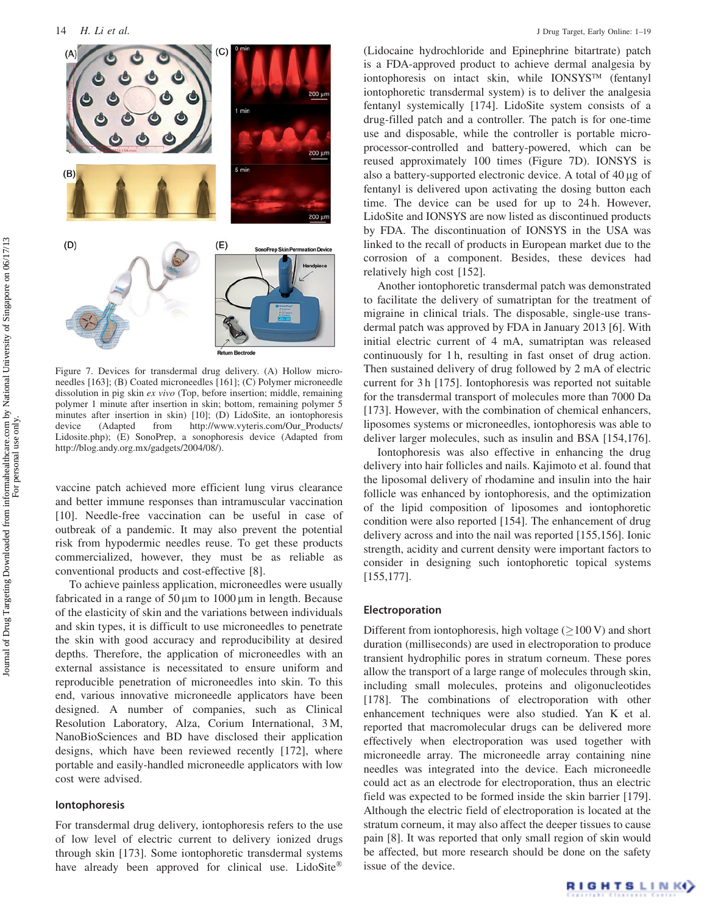Figure 7. Devices for transdermal drug delivery. (A) Hollow microneedles [163]; (B) Coated microneedles [161]; (C) Polymer microneedle dissolution in pig skin *ex vivo* (Top, before insertion; middle, remaining polymer 1 minute after insertion in skin; bottom, remaining polymer 5 minutes after insertion in skin) [10]; (D) LidoSite, an iontophoresis device (Adapted from http://www.vyteris.com/Our_Products/Lidosite.php); (E) SonoPrep, a sonophoresis device (Adapted from http://blog.andy.org.mx/gadgets/2004/08/).

vaccine patch achieved more efficient lung virus clearance and better immune responses than intramuscular vaccination [10]. Needle-free vaccination can be useful in case of outbreak of a pandemic. It may also prevent the potential risk from hypodermic needles reuse. To get these products commercialized, however, they must be as reliable as conventional products and cost-effective [8].

To achieve painless application, microneedles were usually fabricated in a range of 50 μm to 1000 μm in length. Because of the elasticity of skin and the variations between individuals and skin types, it is difficult to use microneedles to penetrate the skin with good accuracy and reproducibility at desired depths. Therefore, the application of microneedles with an external assistance is necessitated to ensure uniform and reproducible penetration of microneedles into skin. To this end, various innovative microneedle applicators have been designed. A number of companies, such as Clinical Resolution Laboratory, Alza, Corium International, 3 M, NanoBioSciences and BD have disclosed their application designs, which have been reviewed recently [172], where portable and easily-handled microneedle applicators with low cost were advised.

## Iontophoresis

For transdermal drug delivery, iontophoresis refers to the use of low level of electric current to delivery ionized drugs through skin [173]. Some iontophoresis transdermal systems have already been approved for clinical use. LidoSite® (Lidocaine hydrochloride and Epinephrine bitartrate) patch is a FDA-approved product to achieve dermal analgesia by iontophoresis on intact skin, while IONSYS™ (fentanyl iontophoretic transdermal system) is to deliver the analgesia fentanyl systemically [174]. LidoSite system consists of a drug-filled patch and a controller. The patch is for one-time use and disposable, while the controller is portable microprocessor-controlled and battery-powered, which can be reused approximately 100 times (Figure 7D). IONSYS is also a battery-supported electronic device. A total of 40 μg of fentanyl is delivered upon activating the dosing button each time. The device can be used for up to 24 h. However, LidoSite and IONSYS are now listed as discontinued products by FDA. The discontinuation of IONSYS in the USA was linked to the recall of products in European market due to the corrosion of a component. Besides, these devices had relatively high cost [152].

Another iontophoretic transdermal patch was demonstrated to facilitate the delivery of sumatriptan for the treatment of migraine in clinical trials. The disposable, single-use transdermal patch was approved by FDA in January 2013 [6]. With initial electric current of 4 mA, sumatriptan was released continuously for 1 h, resulting in fast onset of drug action. Then sustained delivery of drug followed by 2 mA of electric current for 3 h [175]. Iontophoresis was reported not suitable for the transdermal transport of molecules more than 7000 Da [173]. However, with the combination of chemical enhancers, liposomes systems or microneedles, iontophoresis was able to deliver larger molecules, such as insulin and BSA [154,176].

Iontophoresis was also effective in enhancing the drug delivery into hair follicles and nails. Kajimoto et al. found that the liposomal delivery of rhodamine and insulin into the hair follicle was enhanced by iontophoresis, and the optimization of the lipid composition of liposomes and iontophoretic condition were also reported [154]. The enhancement of drug delivery across and into the nail was reported [155,156]. Ionic strength, acidity and current density were important factors to consider in designing such iontophoretic topical systems [155,177].

## Electroporation

Different from iontophoresis, high voltage ($\geq$100 V) and short duration (milliseconds) are used in electroporation to produce transient hydrophilic pores in stratum corneum. These pores allow the transport of a large range of molecules through skin, including small molecules, proteins and oligonucleotides [178]. The combinations of electroporation with other enhancement techniques were also studied. Yan K et al. reported that macromolecular drugs can be delivered more effectively when electroporation was used together with microneedle array. The microneedle array containing nine needles was integrated into the device. Each microneedle could act as an electrode for electroporation, thus an electric field was expected to be formed inside the skin barrier [179]. Although the electric field of electroporation is located at the stratum corneum, it may also affect the deeper tissues to cause pain [8]. It was reported that only small region of skin would be affected, but more research should be done on the safety issue of the device.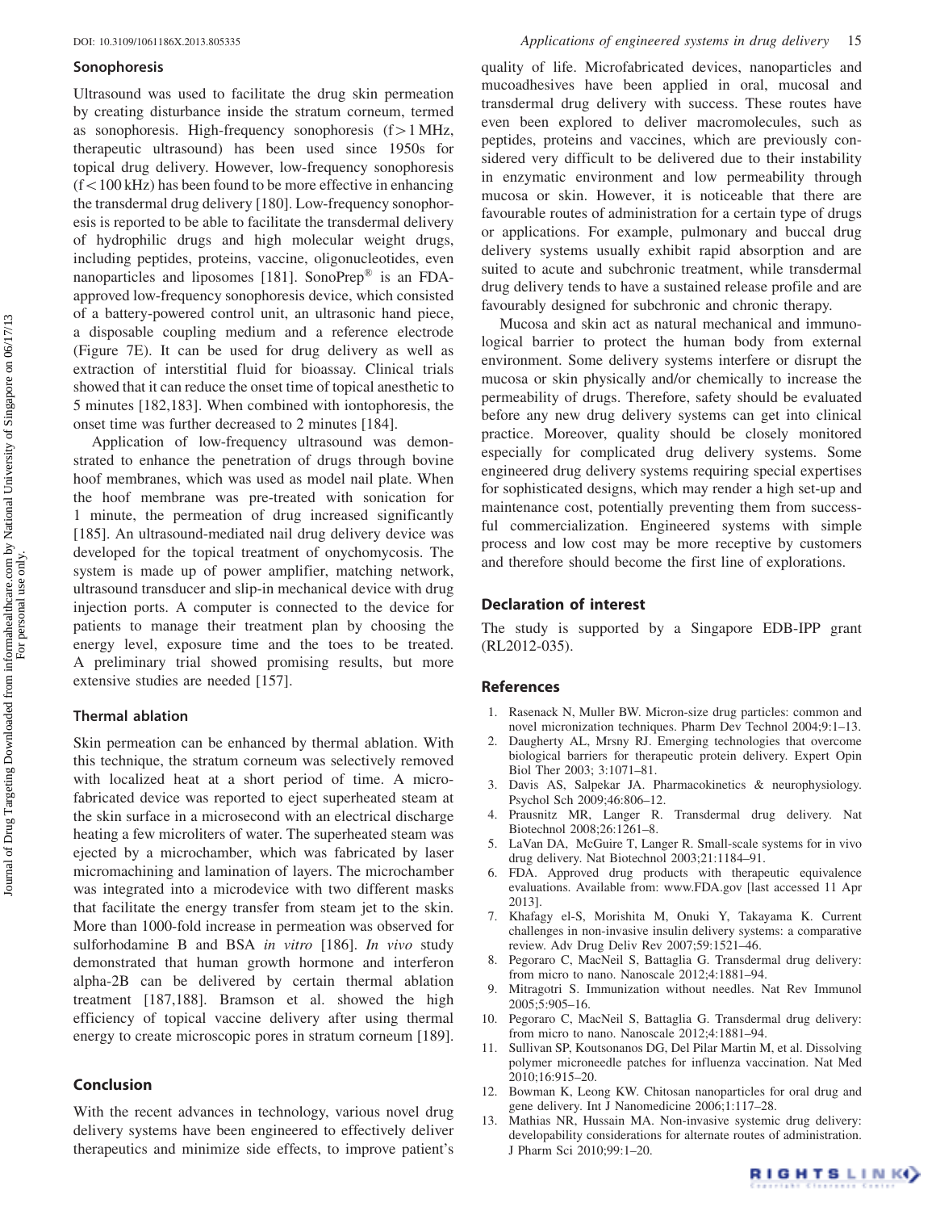## Sonophoresis

Ultrasound was used to facilitate the drug skin permeation by creating disturbance inside the stratum corneum, termed as sonophoresis. High-frequency sonophoresis ($f > 1$ MHz, therapeutic ultrasound) has been used since 1950s for topical drug delivery. However, low-frequency sonophoresis ($f < 100$ kHz) has been found to be more effective in enhancing the transdermal drug delivery [180]. Low-frequency sonophoresis is reported to be able to facilitate the transdermal delivery of hydrophilic drugs and high molecular weight drugs, including peptides, proteins, vaccine, oligonucleotides, even nanoparticles and liposomes [181]. SonoPrep® is an FDA-approved low-frequency sonophoresis device, which consisted of a battery-powered control unit, an ultrasonic hand piece, a disposable coupling medium and a reference electrode (Figure 7E). It can be used for drug delivery as well as extraction of interstitial fluid for bioassay. Clinical trials showed that it can reduce the onset time of topical anesthetic to 5 minutes [182,183]. When combined with iontophoresis, the onset time was further decreased to 2 minutes [184].

Application of low-frequency ultrasound was demonstrated to enhance the penetration of drugs through bovine hoof membranes, which was used as model nail plate. When the hoof membrane was pre-treated with sonication for 1 minute, the permeation of drug increased significantly [185]. An ultrasound-mediated nail drug delivery device was developed for the topical treatment of onychomycosis. The system is made up of power amplifier, matching network, ultrasound transducer and slip-in mechanical device with drug injection ports. A computer is connected to the device for patients to manage their treatment plan by choosing the energy level, exposure time and the toes to be treated. A preliminary trial showed promising results, but more extensive studies are needed [157].

## Thermal ablation

Skin permeation can be enhanced by thermal ablation. With this technique, the stratum corneum was selectively removed with localized heat at a short period of time. A microfabricated device was reported to eject superheated steam at the skin surface in a microsecond with an electrical discharge heating a few microliters of water. The superheated steam was ejected by a microchamber, which was fabricated by laser micromachining and lamination of layers. The microchamber was integrated into a microdevice with two different masks that facilitate the energy transfer from steam jet to the skin. More than 1000-fold increase in permeation was observed for sulforhodamine B and BSA *in vitro* [186]. *In vivo* study demonstrated that human growth hormone and interferon alpha-2B can be delivered by certain thermal ablation treatment [187,188]. Bramson et al. showed the high efficiency of topical vaccine delivery after using thermal energy to create microscopic pores in stratum corneum [189].

## Conclusion

With the recent advances in technology, various novel drug delivery systems have been engineered to effectively deliver therapeutics and minimize side effects, to improve patient's quality of life. Microfabricated devices, nanoparticles and mucoadhesives have been applied in oral, mucosal and transdermal drug delivery with success. These routes have even been explored to deliver macromolecules, such as peptides, proteins and vaccines, which are previously considered very difficult to be delivered due to their instability in enzymatic environment and low permeability through mucosa or skin. However, it is noticeable that there are favourable routes of administration for a certain type of drugs or applications. For example, pulmonary and buccal drug delivery systems usually exhibit rapid absorption and are suited to acute and subchronic treatment, while transdermal drug delivery tends to have a sustained release profile and are favourably designed for subchronic and chronic therapy.

Mucosa and skin act as natural mechanical and immunological barrier to protect the human body from external environment. Some delivery systems interfere or disrupt the mucosa or skin physically and/or chemically to increase the permeability of drugs. Therefore, safety should be evaluated before any new drug delivery systems can get into clinical practice. Moreover, quality should be closely monitored especially for complicated drug delivery systems. Some engineered drug delivery systems requiring special expertises for sophisticated designs, which may render a high set-up and maintenance cost, potentially preventing them from successful commercialization. Engineered systems with simple process and low cost may be more receptive by customers and therefore should become the first line of explorations.

## Declaration of interest

The study is supported by a Singapore EDB-IPP grant (RL2012-035).

## References

1. Rasenack N, Muller BW. Micron-size drug particles: common and novel micronization techniques. Pharm Dev Technol 2004;9:1–13.
2. Daugherty AL, Mrsny RJ. Emerging technologies that overcome biological barriers for therapeutic protein delivery. Expert Opin Biol Ther 2003; 3:1071–81.
3. Davis AS, Salpekar JA. Pharmacokinetics & neurophysiology. Psychol Sch 2009;46:806–12.
4. Prausnitz MR, Langer R. Transdermal drug delivery. Nat Biotechnol 2008;26:1261–8.
5. LaVan DA, McGuire T, Langer R. Small-scale systems for in vivo drug delivery. Nat Biotechnol 2003;21:1184–91.
6. FDA. Approved drug products with therapeutic equivalence evaluations. Available from: www.FDA.gov [last accessed 11 Apr 2013].
7. Khafagy el-S, Morishita M, Onuki Y, Takayama K. Current challenges in non-invasive insulin delivery systems: a comparative review. Adv Drug Deliv Rev 2007;59:1521–46.
8. Pegoraro C, MacNeil S, Battaglia G. Transdermal drug delivery: from micro to nano. Nanoscale 2012;4:1881–94.
9. Mitragotri S. Immunization without needles. Nat Rev Immunol 2005;5:905–16.
10. Pegoraro C, MacNeil S, Battaglia G. Transdermal drug delivery: from micro to nano. Nanoscale 2012;4:1881–94.
11. Sullivan SP, Koutsonanos DG, Del Pilar Martin M, et al. Dissolving polymer microneedle patches for influenza vaccination. Nat Med 2010;16:915–20.
12. Bowman K, Leong KW. Chitosan nanoparticles for oral drug and gene delivery. Int J Nanomedicine 2006;1:117–28.
13. Mathias NR, Hussain MA. Non-invasive systemic drug delivery: developability considerations for alternate routes of administration. J Pharm Sci 2010;99:1–20.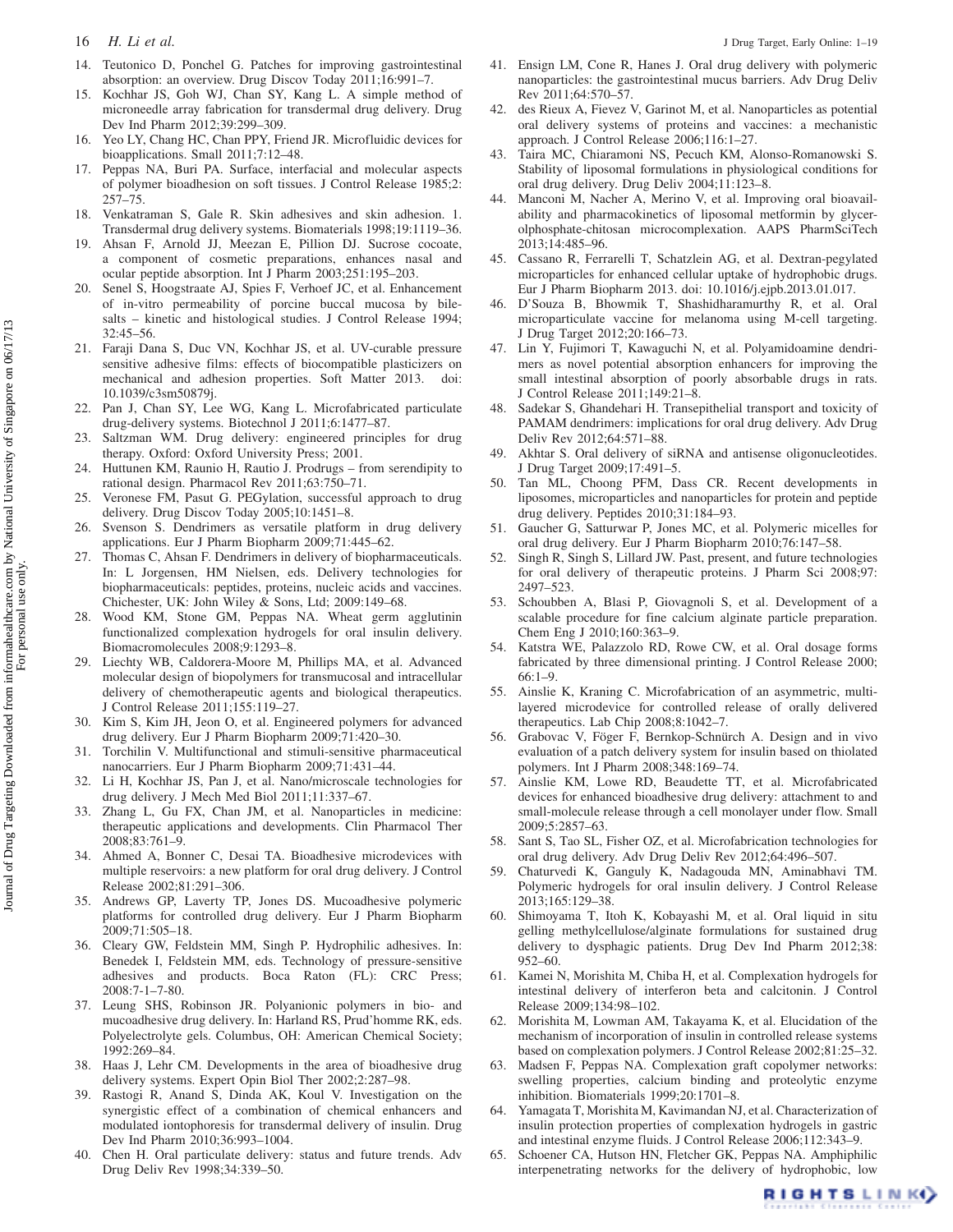14. Teutonico D, Ponchel G. Patches for improving gastrointestinal absorption: an overview. Drug Discov Today 2011;16:991–7.
15. Kochhar JS, Goh WJ, Chan SY, Kang L. A simple method of microneedle array fabrication for transdermal drug delivery. Drug Dev Ind Pharm 2012;39:299–309.
16. Yeo LY, Chang HC, Chan PPY, Friend JR. Microfluidic devices for bioapplications. Small 2011;7:12–48.
17. Peppas NA, Buri PA. Surface, interfacial and molecular aspects of polymer bioadhesion on soft tissues. J Control Release 1985;2: 257–75.
18. Venkatraman S, Gale R. Skin adhesives and skin adhesion. 1. Transdermal drug delivery systems. Biomaterials 1998;19:1119–36.
19. Ahsan F, Arnold JJ, Meezan E, Pillion DJ. Sucrose cocoate, a component of cosmetic preparations, enhances nasal and ocular peptide absorption. Int J Pharm 2003;251:195–203.
20. Senel S, Hoogstraate AJ, Spies F, Verhoef JC, et al. Enhancement of in-vitro permeability of porcine buccal mucosa by bile-salts – kinetic and histological studies. J Control Release 1994; 32:45–56.
21. Faraji Dana S, Duc VN, Kochhar JS, et al. UV-curable pressure sensitive adhesive films: effects of biocompatible plasticizers on mechanical and adhesion properties. Soft Matter 2013. doi: 10.1039/c3sm50879j.
22. Pan J, Chan SY, Lee WG, Kang L. Microfabricated particulate drug-delivery systems. Biotechnol J 2011;6:1477–87.
23. Saltzman WM. Drug delivery: engineered principles for drug therapy. Oxford: Oxford University Press; 2001.
24. Huttunen KM, Raunio H, Rautio J. Prodrugs – from serendipity to rational design. Pharmacol Rev 2011;63:750–71.
25. Veronese FM, Pasut G. PEGylation, successful approach to drug delivery. Drug Discov Today 2005;10:1451–8.
26. Svenson S. Dendrimers as versatile platform in drug delivery applications. Eur J Pharm Biopharm 2009;71:445–62.
27. Thomas C, Ahsan F. Dendrimers in delivery of biopharmaceuticals. In: L Jorgensen, HM Nielsen, eds. Delivery technologies for biopharmaceuticals: peptides, proteins, nucleic acids and vaccines. Chichester, UK: John Wiley & Sons, Ltd; 2009:149–68.
28. Wood KM, Stone GM, Peppas NA. Wheat germ agglutinin functionalized complexation hydrogels for oral insulin delivery. Biomacromolecules 2008;9:1293–8.
29. Liechty WB, Caldorera-Moore M, Phillips MA, et al. Advanced molecular design of biopolymers for transmucosal and intracellular delivery of chemotherapeutic agents and biological therapeutics. J Control Release 2011;155:119–27.
30. Kim S, Kim JH, Jeon O, et al. Engineered polymers for advanced drug delivery. Eur J Pharm Biopharm 2009;71:420–30.
31. Torchilin V. Multifunctional and stimuli-sensitive pharmaceutical nanocarriers. Eur J Pharm Biopharm 2009;71:431–44.
32. Li H, Kochhar JS, Pan J, et al. Nano/microscale technologies for drug delivery. J Mech Med Biol 2011;11:337–67.
33. Zhang L, Gu FX, Chan JM, et al. Nanoparticles in medicine: therapeutic applications and developments. Clin Pharmacol Ther 2008;83:761–9.
34. Ahmed A, Bonner C, Desai TA. Bioadhesive microdevices with multiple reservoirs: a new platform for oral drug delivery. J Control Release 2002;81:291–306.
35. Andrews GP, Laverty TP, Jones DS. Mucoadhesive polymeric platforms for controlled drug delivery. Eur J Pharm Biopharm 2009;71:505–18.
36. Cleary GW, Feldstein MM, Singh P. Hydrophilic adhesives. In: Benedek I, Feldstein MM, eds. Technology of pressure-sensitive adhesives and products. Boca Raton (FL): CRC Press; 2008:7-1–7-80.
37. Leung SHS, Robinson JR. Polyanionic polymers in bio- and mucoadhesive drug delivery. In: Harland RS, Prud'homme RK, eds. Polyelectrolyte gels. Columbus, OH: American Chemical Society; 1992:269–84.
38. Haas J, Lehr CM. Developments in the area of bioadhesive drug delivery systems. Expert Opin Biol Ther 2002;2:287–98.
39. Rastogi R, Anand S, Dinda AK, Koul V. Investigation on the synergistic effect of a combination of chemical enhancers and modulated iontophoresis for transdermal delivery of insulin. Drug Dev Ind Pharm 2010;36:993–1004.
40. Chen H. Oral particulate delivery: status and future trends. Adv Drug Deliv Rev 1998;34:339–50.
41. Ensign LM, Cone R, Hanes J. Oral drug delivery with polymeric nanoparticles: the gastrointestinal mucus barriers. Adv Drug Deliv Rev 2011;64:570–57.
42. des Rieux A, Fievez V, Garinot M, et al. Nanoparticles as potential oral delivery systems of proteins and vaccines: a mechanistic approach. J Control Release 2006;116:1–27.
43. Taira MC, Chiaramoni NS, Pecuch KM, Alonso-Romanowski S. Stability of liposomal formulations in physiological conditions for oral drug delivery. Drug Deliv 2004;11:123–8.
44. Manconi M, Nacher A, Merino V, et al. Improving oral bioavailability and pharmacokinetics of liposomal metformin by glycerolphosphate-chitosan microcomplexation. AAPS PharmSciTech 2013;14:485–96.
45. Cassano R, Ferrarelli T, Schatzlein AG, et al. Dextran-pegylated microparticles for enhanced cellular uptake of hydrophobic drugs. Eur J Pharm Biopharm 2013. doi: 10.1016/j.ejpb.2013.01.017.
46. D'Souza B, Bhowmik T, Shashidharamurthy R, et al. Oral microparticulate vaccine for melanoma using M-cell targeting. J Drug Target 2012;20:166–73.
47. Lin Y, Fujimori T, Kawaguchi N, et al. Polyamidoamine dendrimers as novel potential absorption enhancers for improving the small intestinal absorption of poorly absorbable drugs in rats. J Control Release 2011;149:21–8.
48. Sadekar S, Ghandehari H. Transepithelial transport and toxicity of PAMAM dendrimers: implications for oral drug delivery. Adv Drug Deliv Rev 2012;64:571–88.
49. Akhtar S. Oral delivery of siRNA and antisense oligonucleotides. J Drug Target 2009;17:491–5.
50. Tan ML, Choong PFM, Dass CR. Recent developments in liposomes, microparticles and nanoparticles for protein and peptide drug delivery. Peptides 2010;31:184–93.
51. Gaucher G, Satturwar P, Jones MC, et al. Polymeric micelles for oral drug delivery. Eur J Pharm Biopharm 2010;76:147–58.
52. Singh R, Singh S, Lillard JW. Past, present, and future technologies for oral delivery of therapeutic proteins. J Pharm Sci 2008;97: 2497–523.
53. Schoubben A, Blasi P, Giovagnoli S, et al. Development of a scalable procedure for fine calcium alginate particle preparation. Chem Eng J 2010;160:363–9.
54. Katstra WE, Palazzolo RD, Rowe CW, et al. Oral dosage forms fabricated by three dimensional printing. J Control Release 2000; 66:1–9.
55. Ainslie K, Kraning C. Microfabrication of an asymmetric, multi-layered microdevice for controlled release of orally delivered therapeutics. Lab Chip 2008;8:1042–7.
56. Grabovac V, Föger F, Bernkop-Schnürch A. Design and in vivo evaluation of a patch delivery system for insulin based on thiolated polymers. Int J Pharm 2008;348:169–74.
57. Ainslie KM, Lowe RD, Beaudette TT, et al. Microfabricated devices for enhanced bioadhesive drug delivery: attachment to and small-molecule release through a cell monolayer under flow. Small 2009;5:2857–63.
58. Sant S, Tao SL, Fisher OZ, et al. Microfabrication technologies for oral drug delivery. Adv Drug Deliv Rev 2012;64:496–507.
59. Chaturvedi K, Ganguly K, Nadagouda MN, Aminabhavi TM. Polymeric hydrogels for oral insulin delivery. J Control Release 2013;165:129–38.
60. Shimoyama T, Itoh K, Kobayashi M, et al. Oral liquid in situ gelling methylcellulose/alginate formulations for sustained drug delivery to dysphagic patients. Drug Dev Ind Pharm 2012;38: 952–60.
61. Kamei N, Morishita M, Chiba H, et al. Complexation hydrogels for intestinal delivery of interferon beta and calcitonin. J Control Release 2009;134:98–102.
62. Morishita M, Lowman AM, Takayama K, et al. Elucidation of the mechanism of incorporation of insulin in controlled release systems based on complexation polymers. J Control Release 2002;81:25–32.
63. Madsen F, Peppas NA. Complexation graft copolymer networks: swelling properties, calcium binding and proteolytic enzyme inhibition. Biomaterials 1999;20:1701–8.
64. Yamagata T, Morishita M, Kavimandan NJ, et al. Characterization of insulin protection properties of complexation hydrogels in gastric and intestinal enzyme fluids. J Control Release 2006;112:343–9.
65. Schoener CA, Hutson HN, Fletcher GK, Peppas NA. Amphiphilic interpenetrating networks for the delivery of hydrophobic, low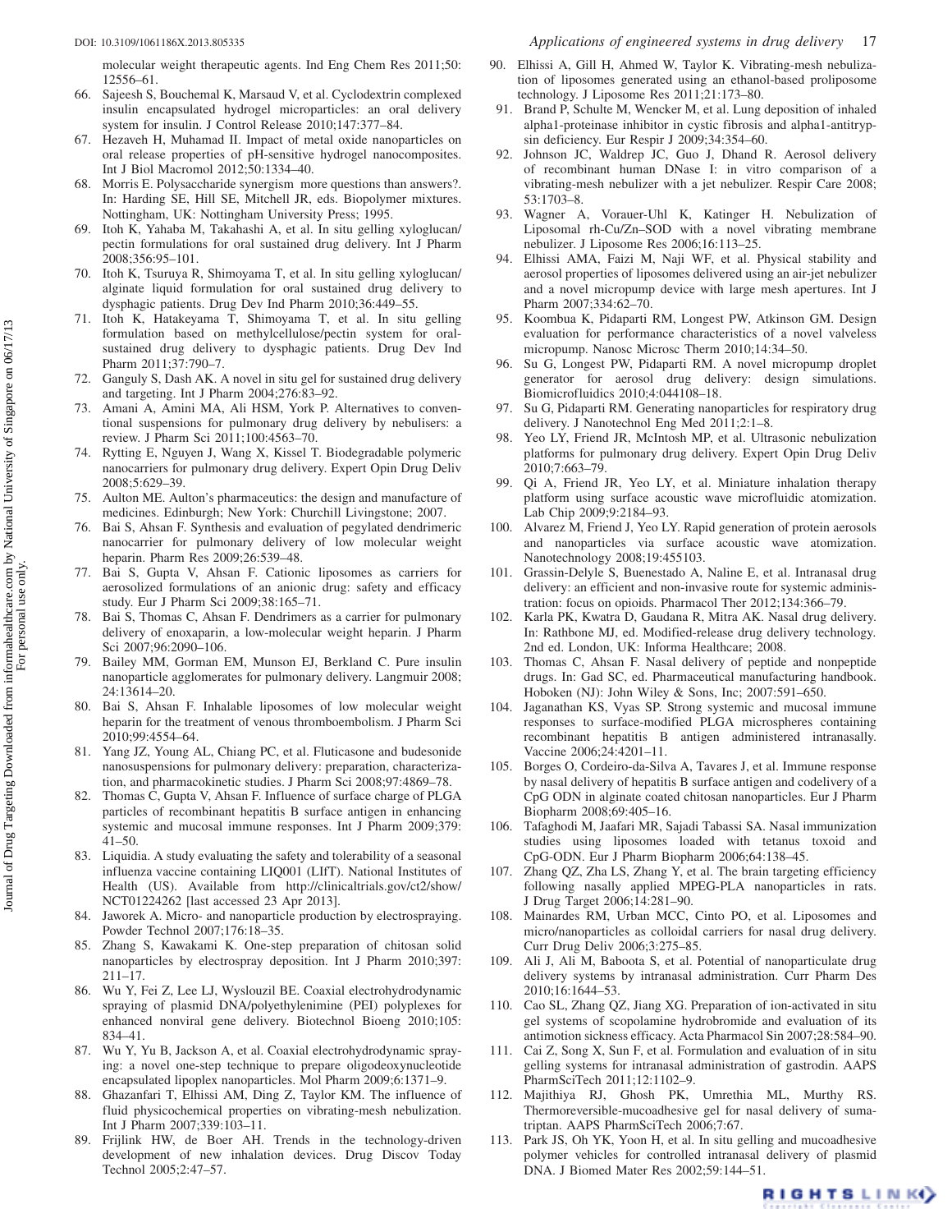molecular weight therapeutic agents. Ind Eng Chem Res 2011;50: 12556–61.

66. Sajeesh S, Bouchemal K, Marsaud V, et al. Cyclodextrin complexed insulin encapsulated hydrogel microparticles: an oral delivery system for insulin. J Control Release 2010;147:377–84.
67. Hezaveh H, Muhamad II. Impact of metal oxide nanoparticles on oral release properties of pH-sensitive hydrogel nanocomposites. Int J Biol Macromol 2012;50:1334–40.
68. Morris E. Polysaccharide synergism more questions than answers?. In: Harding SE, Hill SE, Mitchell JR, eds. Biopolymer mixtures. Nottingham, UK: Nottingham University Press; 1995.
69. Itoh K, Yahaba M, Takahashi A, et al. In situ gelling xyloglucan/pectin formulations for oral sustained drug delivery. Int J Pharm 2008;356:95–101.
70. Itoh K, Tsuruya R, Shimoyama T, et al. In situ gelling xyloglucan/alginate liquid formulation for oral sustained drug delivery to dysphagic patients. Drug Dev Ind Pharm 2010;36:449–55.
71. Itoh K, Hatakeyama T, Shimoyama T, et al. In situ gelling formulation based on methylcellulose/pectin system for oral-sustained drug delivery to dysphagic patients. Drug Dev Ind Pharm 2011;37:790–7.
72. Ganguly S, Dash AK. A novel in situ gel for sustained drug delivery and targeting. Int J Pharm 2004;276:83–92.
73. Amani A, Amini MA, Ali HSM, York P. Alternatives to conventional suspensions for pulmonary drug delivery by nebulisers: a review. J Pharm Sci 2011;100:4563–70.
74. Rytting E, Nguyen J, Wang X, Kissel T. Biodegradable polymeric nanocarriers for pulmonary drug delivery. Expert Opin Drug Deliv 2008;5:629–39.
75. Aulton ME. Aulton's pharmaceutics: the design and manufacture of medicines. Edinburgh; New York: Churchill Livingstone; 2007.
76. Bai S, Ahsan F. Synthesis and evaluation of pegylated dendrimeric nanocarrier for pulmonary delivery of low molecular weight heparin. Pharm Res 2009;26:539–48.
77. Bai S, Gupta V, Ahsan F. Cationic liposomes as carriers for aerosolized formulations of an anionic drug: safety and efficacy study. Eur J Pharm Sci 2009;38:165–71.
78. Bai S, Thomas C, Ahsan F. Dendrimers as a carrier for pulmonary delivery of enoxaparin, a low-molecular weight heparin. J Pharm Sci 2007;96:2090–106.
79. Bailey MM, Gorman EM, Munson EJ, Berkland C. Pure insulin nanoparticle agglomerates for pulmonary delivery. Langmuir 2008; 24:13614–20.
80. Bai S, Ahsan F. Inhalable liposomes of low molecular weight heparin for the treatment of venous thromboembolism. J Pharm Sci 2010;99:4554–64.
81. Yang JZ, Young AL, Chiang PC, et al. Fluticasone and budesonide nanosuspensions for pulmonary delivery: preparation, characterization, and pharmacokinetic studies. J Pharm Sci 2008;97:4869–78.
82. Thomas C, Gupta V, Ahsan F. Influence of surface charge of PLGA particles of recombinant hepatitis B surface antigen in enhancing systemic and mucosal immune responses. Int J Pharm 2009;379: 41–50.
83. Liquidia. A study evaluating the safety and tolerability of a seasonal influenza vaccine containing LIQ001 (LIfT). National Institutes of Health (US). Available from http://clinicaltrials.gov/ct2/show/NCT01224262 [last accessed 23 Apr 2013].
84. Jaworek A. Micro- and nanoparticle production by electrospraying. Powder Technol 2007;176:18–35.
85. Zhang S, Kawakami K. One-step preparation of chitosan solid nanoparticles by electrospray deposition. Int J Pharm 2010;397: 211–17.
86. Wu Y, Fei Z, Lee LJ, Wyslouzil BE. Coaxial electrohydrodynamic spraying of plasmid DNA/polyethylenimine (PEI) polyplexes for enhanced nonviral gene delivery. Biotechnol Bioeng 2010;105: 834–41.
87. Wu Y, Yu B, Jackson A, et al. Coaxial electrohydrodynamic spraying: a novel one-step technique to prepare oligodeoxynucleotide encapsulated lipoplex nanoparticles. Mol Pharm 2009;6:1371–9.
88. Ghazanfari T, Elhissi AM, Ding Z, Taylor KM. The influence of fluid physicochemical properties on vibrating-mesh nebulization. Int J Pharm 2007;339:103–11.
89. Frijlink HW, de Boer AH. Trends in the technology-driven development of new inhalation devices. Drug Discov Today Technol 2005;2:47–57.
90. Elhissi A, Gill H, Ahmed W, Taylor K. Vibrating-mesh nebulization of liposomes generated using an ethanol-based proliposome technology. J Liposome Res 2011;21:173–80.
91. Brand P, Schulte M, Wencker M, et al. Lung deposition of inhaled alpha1-proteinase inhibitor in cystic fibrosis and alpha1-antitrypsin deficiency. Eur Respir J 2009;34:354–60.
92. Johnson JC, Waldrep JC, Guo J, Dhand R. Aerosol delivery of recombinant human DNase I: in vitro comparison of a vibrating-mesh nebulizer with a jet nebulizer. Respir Care 2008; 53:1703–8.
93. Wagner A, Vorauer-Uhl K, Katinger H. Nebulization of Liposomal rh-Cu/Zn–SOD with a novel vibrating membrane nebulizer. J Liposome Res 2006;16:113–25.
94. Elhissi AMA, Faizi M, Naji WF, et al. Physical stability and aerosol properties of liposomes delivered using an air-jet nebulizer and a novel micropump device with large mesh apertures. Int J Pharm 2007;334:62–70.
95. Koombua K, Pidaparti RM, Longest PW, Atkinson GM. Design evaluation for performance characteristics of a novel valveless micropump. Nanosc Microsc Therm 2010;14:34–50.
96. Su G, Longest PW, Pidaparti RM. A novel micropump droplet generator for aerosol drug delivery: design simulations. Biomicrofluidics 2010;4:044108–18.
97. Su G, Pidaparti RM. Generating nanoparticles for respiratory drug delivery. J Nanotechnol Eng Med 2011;2:1–8.
98. Yeo LY, Friend JR, McIntosh MP, et al. Ultrasonic nebulization platforms for pulmonary drug delivery. Expert Opin Drug Deliv 2010;7:663–79.
99. Qi A, Friend JR, Yeo LY, et al. Miniature inhalation therapy platform using surface acoustic wave microfluidic atomization. Lab Chip 2009;9:2184–93.
100. Alvarez M, Friend J, Yeo LY. Rapid generation of protein aerosols and nanoparticles via surface acoustic wave atomization. Nanotechnology 2008;19:455103.
101. Grassin-Delyle S, Buenestado A, Naline E, et al. Intranasal drug delivery: an efficient and non-invasive route for systemic administration: focus on opioids. Pharmacol Ther 2012;134:366–79.
102. Karla PK, Kwatra D, Gaudana R, Mitra AK. Nasal drug delivery. In: Rathbone MJ, ed. Modified-release drug delivery technology. 2nd ed. London, UK: Informa Healthcare; 2008.
103. Thomas C, Ahsan F. Nasal delivery of peptide and nonpeptide drugs. In: Gad SC, ed. Pharmaceutical manufacturing handbook. Hoboken (NJ): John Wiley & Sons, Inc; 2007:591–650.
104. Jaganathan KS, Vyas SP. Strong systemic and mucosal immune responses to surface-modified PLGA microspheres containing recombinant hepatitis B antigen administered intranasally. Vaccine 2006;24:4201–11.
105. Borges O, Cordeiro-da-Silva A, Tavares J, et al. Immune response by nasal delivery of hepatitis B surface antigen and codelivery of a CpG ODN in alginate coated chitosan nanoparticles. Eur J Pharm Biopharm 2008;69:405–16.
106. Tafaghodi M, Jaafari MR, Sajadi Tabassi SA. Nasal immunization studies using liposomes loaded with tetanus toxoid and CpG-ODN. Eur J Pharm Biopharm 2006;64:138–45.
107. Zhang QZ, Zha LS, Zhang Y, et al. The brain targeting efficiency following nasally applied MPEG-PLA nanoparticles in rats. J Drug Target 2006;14:281–90.
108. Mainardes RM, Urban MCC, Cinto PO, et al. Liposomes and micro/nanoparticles as colloidal carriers for nasal drug delivery. Curr Drug Deliv 2006;3:275–85.
109. Ali J, Ali M, Baboota S, et al. Potential of nanoparticulate drug delivery systems by intranasal administration. Curr Pharm Des 2010;16:1644–53.
110. Cao SL, Zhang QZ, Jiang XG. Preparation of ion-activated in situ gel systems of scopolamine hydrobromide and evaluation of its antimotion sickness efficacy. Acta Pharmacol Sin 2007;28:584–90.
111. Cai Z, Song X, Sun F, et al. Formulation and evaluation of in situ gelling systems for intranasal administration of gastrodin. AAPS PharmSciTech 2011;12:1102–9.
112. Majithiya RJ, Ghosh PK, Umrethia ML, Murthy RS. Thermoreversible-mucoadhesive gel for nasal delivery of sumatriptan. AAPS PharmSciTech 2006;7:67.
113. Park JS, Oh YK, Yoon H, et al. In situ gelling and mucoadhesive polymer vehicles for controlled intranasal delivery of plasmid DNA. J Biomed Mater Res 2002;59:144–51.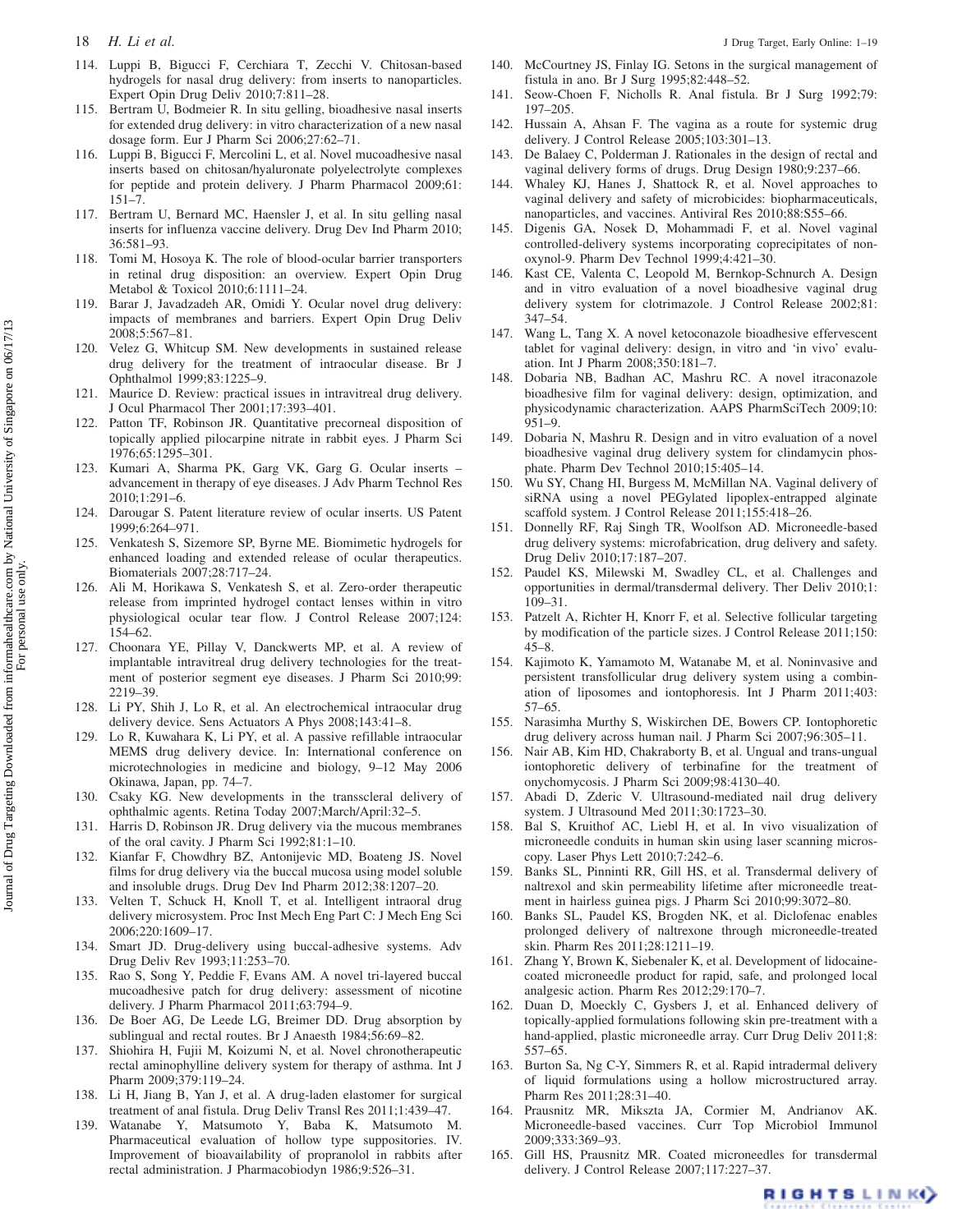114. Luppi B, Bigucci F, Cerchiara T, Zecchi V. Chitosan-based hydrogels for nasal drug delivery: from inserts to nanoparticles. Expert Opin Drug Deliv 2010;7:811–28.
115. Bertram U, Bodmeier R. In situ gelling, bioadhesive nasal inserts for extended drug delivery: in vitro characterization of a new nasal dosage form. Eur J Pharm Sci 2006;27:62–71.
116. Luppi B, Bigucci F, Mercolini L, et al. Novel mucoadhesive nasal inserts based on chitosan/hyaluronate polyelectrolyte complexes for peptide and protein delivery. J Pharm Pharmacol 2009;61: 151–7.
117. Bertram U, Bernard MC, Haensler J, et al. In situ gelling nasal inserts for influenza vaccine delivery. Drug Dev Ind Pharm 2010; 36:581–93.
118. Tomi M, Hosoya K. The role of blood-ocular barrier transporters in retinal drug disposition: an overview. Expert Opin Drug Metabol & Toxicol 2010;6:1111–24.
119. Barar J, Javadzadeh AR, Omidi Y. Ocular novel drug delivery: impacts of membranes and barriers. Expert Opin Drug Deliv 2008;5:567–81.
120. Velez G, Whitcup SM. New developments in sustained release drug delivery for the treatment of intraocular disease. Br J Ophthalmol 1999;83:1225–9.
121. Maurice D. Review: practical issues in intravitreal drug delivery. J Ocul Pharmacol Ther 2001;17:393–401.
122. Patton TF, Robinson JR. Quantitative precorneal disposition of topically applied pilocarpine nitrate in rabbit eyes. J Pharm Sci 1976;65:1295–301.
123. Kumari A, Sharma PK, Garg VK, Garg G. Ocular inserts – advancement in therapy of eye diseases. J Adv Pharm Technol Res 2010;1:291–6.
124. Darougar S. Patent literature review of ocular inserts. US Patent 1999;6:264–971.
125. Venkatesh S, Sizemore SP, Byrne ME. Biomimetic hydrogels for enhanced loading and extended release of ocular therapeutics. Biomaterials 2007;28:717–24.
126. Ali M, Horikawa S, Venkatesh S, et al. Zero-order therapeutic release from imprinted hydrogel contact lenses within in vitro physiological ocular tear flow. J Control Release 2007;124: 154–62.
127. Choonara YE, Pillay V, Danckwerts MP, et al. A review of implantable intravitreal drug delivery technologies for the treatment of posterior segment eye diseases. J Pharm Sci 2010;99: 2219–39.
128. Li PY, Shih J, Lo R, et al. An electrochemical intraocular drug delivery device. Sens Actuators A Phys 2008;143:41–8.
129. Lo R, Kuwahara K, Li PY, et al. A passive refillable intraocular MEMS drug delivery device. In: International conference on microtechnologies in medicine and biology, 9–12 May 2006 Okinawa, Japan, pp. 74–7.
130. Csaky KG. New developments in the transscleral delivery of ophthalmic agents. Retina Today 2007;March/April:32–5.
131. Harris D, Robinson JR. Drug delivery via the mucous membranes of the oral cavity. J Pharm Sci 1992;81:1–10.
132. Kianfar F, Chowdhry BZ, Antonijevic MD, Boateng JS. Novel films for drug delivery via the buccal mucosa using model soluble and insoluble drugs. Drug Dev Ind Pharm 2012;38:1207–20.
133. Velten T, Schuck H, Knoll T, et al. Intelligent intraoral drug delivery microsystem. Proc Inst Mech Eng Part C: J Mech Eng Sci 2006;220:1609–17.
134. Smart JD. Drug-delivery using buccal-adhesive systems. Adv Drug Deliv Rev 1993;11:253–70.
135. Rao S, Song Y, Peddie F, Evans AM. A novel tri-layered buccal mucoadhesive patch for drug delivery: assessment of nicotine delivery. J Pharm Pharmacol 2011;63:794–9.
136. De Boer AG, De Leede LG, Breimer DD. Drug absorption by sublingual and rectal routes. Br J Anaesth 1984;56:69–82.
137. Shiohira H, Fujii M, Koizumi N, et al. Novel chronotherapeutic rectal aminophylline delivery system for therapy of asthma. Int J Pharm 2009;379:119–24.
138. Li H, Jiang B, Yan J, et al. A drug-laden elastomer for surgical treatment of anal fistula. Drug Deliv Transl Res 2011;1:439–47.
139. Watanabe Y, Matsumoto Y, Baba K, Matsumoto M. Pharmaceutical evaluation of hollow type suppositories. IV. Improvement of bioavailability of propranolol in rabbits after rectal administration. J Pharmacobiodyn 1986;9:526–31.
140. McCourtney JS, Finlay IG. Setons in the surgical management of fistula in ano. Br J Surg 1995;82:448–52.
141. Seow-Choen F, Nicholls R. Anal fistula. Br J Surg 1992;79: 197–205.
142. Hussain A, Ahsan F. The vagina as a route for systemic drug delivery. J Control Release 2005;103:301–13.
143. De Balaey C, Polderman J. Rationales in the design of rectal and vaginal delivery forms of drugs. Drug Design 1980;9:237–66.
144. Whaley KJ, Hanes J, Shattock R, et al. Novel approaches to vaginal delivery and safety of microbicides: biopharmaceuticals, nanoparticles, and vaccines. Antiviral Res 2010;88:S55–66.
145. Digenis GA, Nosek D, Mohammadi F, et al. Novel vaginal controlled-delivery systems incorporating coprecipitates of nonoxynol-9. Pharm Dev Technol 1999;4:421–30.
146. Kast CE, Valenta C, Leopold M, Bernkop-Schnurch A. Design and in vitro evaluation of a novel bioadhesive vaginal drug delivery system for clotrimazole. J Control Release 2002;81: 347–54.
147. Wang L, Tang X. A novel ketoconazole bioadhesive effervescent tablet for vaginal delivery: design, in vitro and 'in vivo' evaluation. Int J Pharm 2008;350:181–7.
148. Dobaria NB, Badhan AC, Mashru RC. A novel itraconazole bioadhesive film for vaginal delivery: design, optimization, and physicodynamic characterization. AAPS PharmSciTech 2009;10: 951–9.
149. Dobaria N, Mashru R. Design and in vitro evaluation of a novel bioadhesive vaginal drug delivery system for clindamycin phosphate. Pharm Dev Technol 2010;15:405–14.
150. Wu SY, Chang HI, Burgess M, McMillan NA. Vaginal delivery of siRNA using a novel PEGylated lipoplex-entrapped alginate scaffold system. J Control Release 2011;155:418–26.
151. Donnelly RF, Raj Singh TR, Woolfson AD. Microneedle-based drug delivery systems: microfabrication, drug delivery and safety. Drug Deliv 2010;17:187–207.
152. Paudel KS, Milewski M, Swadley CL, et al. Challenges and opportunities in dermal/transdermal delivery. Ther Deliv 2010;1: 109–31.
153. Patzelt A, Richter H, Knorr F, et al. Selective follicular targeting by modification of the particle sizes. J Control Release 2011;150: 45–8.
154. Kajimoto K, Yamamoto M, Watanabe M, et al. Noninvasive and persistent transfollicular drug delivery system using a combination of liposomes and iontophoresis. Int J Pharm 2011;403: 57–65.
155. Narasimha Murthy S, Wiskirchen DE, Bowers CP. Iontophoretic drug delivery across human nail. J Pharm Sci 2007;96:305–11.
156. Nair AB, Kim HD, Chakraborty B, et al. Ungual and trans-ungual iontophoretic delivery of terbinafine for the treatment of onychomycosis. J Pharm Sci 2009;98:4130–40.
157. Abadi D, Zderic V. Ultrasound-mediated nail drug delivery system. J Ultrasound Med 2011;30:1723–30.
158. Bal S, Kruithof AC, Liebl H, et al. In vivo visualization of microneedle conduits in human skin using laser scanning microscopy. Laser Phys Lett 2010;7:242–6.
159. Banks SL, Pinninti RR, Gill HS, et al. Transdermal delivery of naltrexol and skin permeability lifetime after microneedle treatment in hairless guinea pigs. J Pharm Sci 2010;99:3072–80.
160. Banks SL, Paudel KS, Brogden NK, et al. Diclofenac enables prolonged delivery of naltrexone through microneedle-treated skin. Pharm Res 2011;28:1211–19.
161. Zhang Y, Brown K, Siebenaler K, et al. Development of lidocaine-coated microneedle product for rapid, safe, and prolonged local analgesic action. Pharm Res 2012;29:170–7.
162. Duan D, Moeckly C, Gysbers J, et al. Enhanced delivery of topically-applied formulations following skin pre-treatment with a hand-applied, plastic microneedle array. Curr Drug Deliv 2011;8: 557–65.
163. Burton Sa, Ng C-Y, Simmers R, et al. Rapid intradermal delivery of liquid formulations using a hollow microstructured array. Pharm Res 2011;28:31–40.
164. Prausnitz MR, Mikszta JA, Cormier M, Andrianov AK. Microneedle-based vaccines. Curr Top Microbiol Immunol 2009;333:369–93.
165. Gill HS, Prausnitz MR. Coated microneedles for transdermal delivery. J Control Release 2007;117:227–37.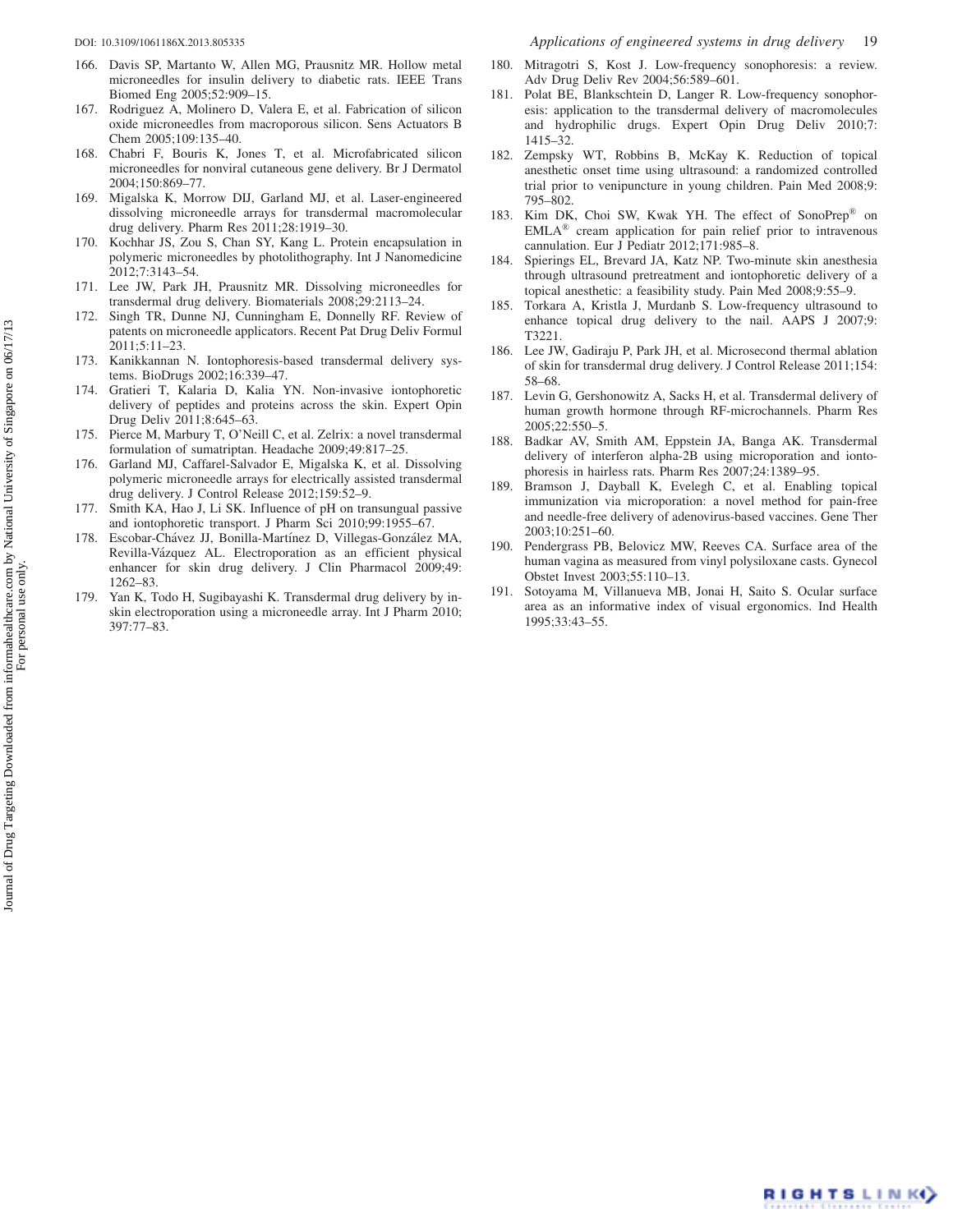166. Davis SP, Martanto W, Allen MG, Prausnitz MR. Hollow metal microneedles for insulin delivery to diabetic rats. IEEE Trans Biomed Eng 2005;52:909–15.
167. Rodriguez A, Molinero D, Valera E, et al. Fabrication of silicon oxide microneedles from macroporous silicon. Sens Actuators B Chem 2005;109:135–40.
168. Chabri F, Bouris K, Jones T, et al. Microfabricated silicon microneedles for nonviral cutaneous gene delivery. Br J Dermatol 2004;150:869–77.
169. Migalska K, Morrow DIJ, Garland MJ, et al. Laser-engineered dissolving microneedle arrays for transdermal macromolecular drug delivery. Pharm Res 2011;28:1919–30.
170. Kochhar JS, Zou S, Chan SY, Kang L. Protein encapsulation in polymeric microneedles by photolithography. Int J Nanomedicine 2012;7:3143–54.
171. Lee JW, Park JH, Prausnitz MR. Dissolving microneedles for transdermal drug delivery. Biomaterials 2008;29:2113–24.
172. Singh TR, Dunne NJ, Cunningham E, Donnelly RF. Review of patents on microneedle applicators. Recent Pat Drug Deliv Formul 2011;5:11–23.
173. Kanikkannan N. Iontophoresis-based transdermal delivery systems. BioDrugs 2002;16:339–47.
174. Gratieri T, Kalaria D, Kalia YN. Non-invasive iontophoretic delivery of peptides and proteins across the skin. Expert Opin Drug Deliv 2011;8:645–63.
175. Pierce M, Marbury T, O'Neill C, et al. Zelrix: a novel transdermal formulation of sumatriptan. Headache 2009;49:817–25.
176. Garland MJ, Caffarel-Salvador E, Migalska K, et al. Dissolving polymeric microneedle arrays for electrically assisted transdermal drug delivery. J Control Release 2012;159:52–9.
177. Smith KA, Hao J, Li SK. Influence of pH on transungual passive and iontophoretic transport. J Pharm Sci 2010;99:1955–67.
178. Escobar-Chávez JJ, Bonilla-Martínez D, Villegas-González MA, Revilla-Vázquez AL. Electroporation as an efficient physical enhancer for skin drug delivery. J Clin Pharmacol 2009;49:1262–83.
179. Yan K, Todo H, Sugibayashi K. Transdermal drug delivery by in-skin electroporation using a microneedle array. Int J Pharm 2010;397:77–83.
180. Mitragotri S, Kost J. Low-frequency sonophoresis: a review. Adv Drug Deliv Rev 2004;56:589–601.
181. Polat BE, Blankschtein D, Langer R. Low-frequency sonophoresis: application to the transdermal delivery of macromolecules and hydrophilic drugs. Expert Opin Drug Deliv 2010;7:1415–32.
182. Zempsky WT, Robbins B, McKay K. Reduction of topical anesthetic onset time using ultrasound: a randomized controlled trial prior to venipuncture in young children. Pain Med 2008;9:795–802.
183. Kim DK, Choi SW, Kwak YH. The effect of SonoPrep® on EMLA® cream application for pain relief prior to intravenous cannulation. Eur J Pediatr 2012;171:985–8.
184. Spierings EL, Brevard JA, Katz NP. Two-minute skin anesthesia through ultrasound pretreatment and iontophoretic delivery of a topical anesthetic: a feasibility study. Pain Med 2008;9:55–9.
185. Torkara A, Kristla J, Murdanb S. Low-frequency ultrasound to enhance topical drug delivery to the nail. AAPS J 2007;9:T3221.
186. Lee JW, Gadiraju P, Park JH, et al. Microsecond thermal ablation of skin for transdermal drug delivery. J Control Release 2011;154:58–68.
187. Levin G, Gershonowitz A, Sacks H, et al. Transdermal delivery of human growth hormone through RF-microchannels. Pharm Res 2005;22:550–5.
188. Badkar AV, Smith AM, Eppstein JA, Banga AK. Transdermal delivery of interferon alpha-2B using microporation and iontophoresis in hairless rats. Pharm Res 2007;24:1389–95.
189. Bramson J, Dayball K, Evelegh C, et al. Enabling topical immunization via microporation: a novel method for pain-free and needle-free delivery of adenovirus-based vaccines. Gene Ther 2003;10:251–60.
190. Pendergrass PB, Belovicz MW, Reeves CA. Surface area of the human vagina as measured from vinyl polysiloxane casts. Gynecol Obstet Invest 2003;55:110–13.
191. Sotoyama M, Villanueva MB, Jonai H, Saito S. Ocular surface area as an informative index of visual ergonomics. Ind Health 1995;33:43–55.